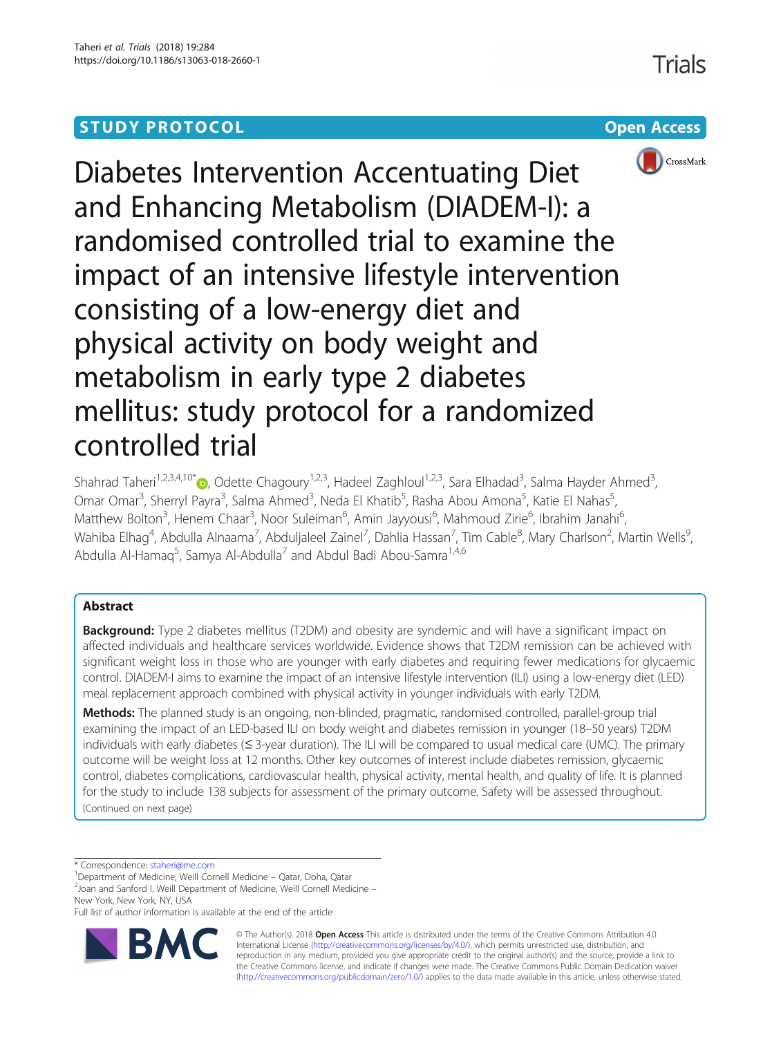STUDY PROTOCOL

Open Access

# Diabetes Intervention Accentuating Diet and Enhancing Metabolism (DIADEM-I): a randomised controlled trial to examine the impact of an intensive lifestyle intervention consisting of a low-energy diet and physical activity on body weight and metabolism in early type 2 diabetes mellitus: study protocol for a randomized controlled trial

Shahrad Taheri[1,2,3,4,10*], Odette Chagoury[1,2,3], Hadeel Zaghloul[1,2,3], Sara Elhadad[3], Salma Hayder Ahmed[3], Omar Omar[3], Sherryl Payra[3], Salma Ahmed[3], Neda El Khatib[5], Rasha Abou Amona[5], Katie El Nahas[5], Matthew Bolton[3], Henem Chaar[3], Noor Suleiman[6], Amin Jayyousi[6], Mahmoud Zirie[6], Ibrahim Janahi[6], Wahiba Elhag[4], Abdulla Alnaama[7], Abduljaleel Zainel[7], Dahlia Hassan[7], Tim Cable[8], Mary Charlson[2], Martin Wells[9], Abdulla Al-Hamaq[5], Samya Al-Abdulla[7] and Abdul Badi Abou-Samra[1,4,6]

## Abstract

**Background:** Type 2 diabetes mellitus (T2DM) and obesity are syndemic and will have a significant impact on affected individuals and healthcare services worldwide. Evidence shows that T2DM remission can be achieved with significant weight loss in those who are younger with early diabetes and requiring fewer medications for glycaemic control. DIADEM-I aims to examine the impact of an intensive lifestyle intervention (ILI) using a low-energy diet (LED) meal replacement approach combined with physical activity in younger individuals with early T2DM.

**Methods:** The planned study is an ongoing, non-blinded, pragmatic, randomised controlled, parallel-group trial examining the impact of an LED-based ILI on body weight and diabetes remission in younger (18–50 years) T2DM individuals with early diabetes (≤ 3-year duration). The ILI will be compared to usual medical care (UMC). The primary outcome will be weight loss at 12 months. Other key outcomes of interest include diabetes remission, glycaemic control, diabetes complications, cardiovascular health, physical activity, mental health, and quality of life. It is planned for the study to include 138 subjects for assessment of the primary outcome. Safety will be assessed throughout.

(Continued on next page)

\* Correspondence: staheri@me.com

[1]Department of Medicine, Weill Cornell Medicine – Qatar, Doha, Qatar

[2]Joan and Sanford I. Weill Department of Medicine, Weill Cornell Medicine – New York, New York, NY, USA

Full list of author information is available at the end of the article

© The Author(s). 2018 **Open Access** This article is distributed under the terms of the Creative Commons Attribution 4.0 International License (http://creativecommons.org/licenses/by/4.0/), which permits unrestricted use, distribution, and reproduction in any medium, provided you give appropriate credit to the original author(s) and the source, provide a link to the Creative Commons license, and indicate if changes were made. The Creative Commons Public Domain Dedication waiver (http://creativecommons.org/publicdomain/zero/1.0/) applies to the data made available in this article, unless otherwise stated.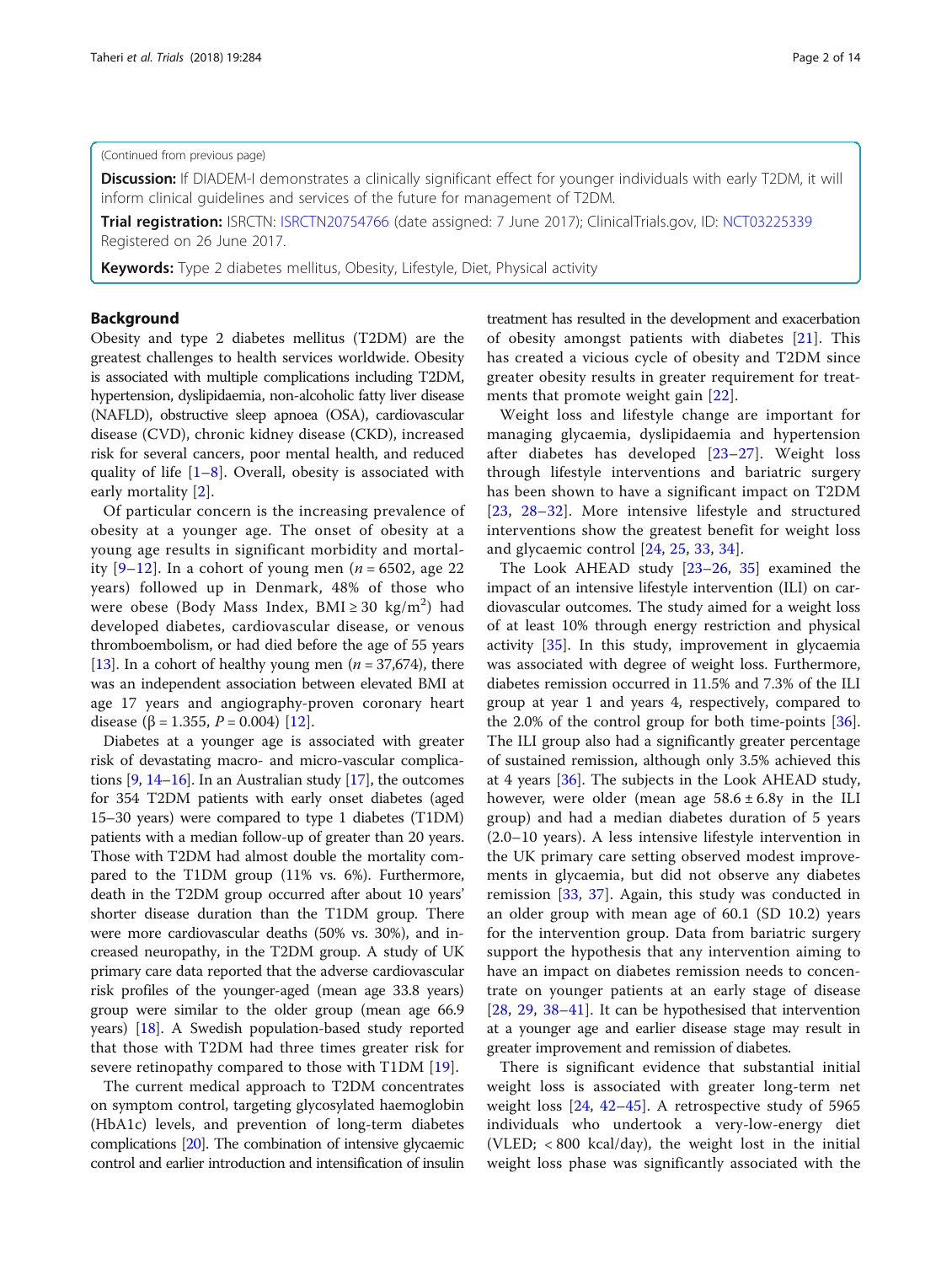(Continued from previous page)

**Discussion:** If DIADEM-I demonstrates a clinically significant effect for younger individuals with early T2DM, it will inform clinical guidelines and services of the future for management of T2DM.

**Trial registration:** ISRCTN: ISRCTN20754766 (date assigned: 7 June 2017); ClinicalTrials.gov, ID: NCT03225339 Registered on 26 June 2017.

**Keywords:** Type 2 diabetes mellitus, Obesity, Lifestyle, Diet, Physical activity

## Background

Obesity and type 2 diabetes mellitus (T2DM) are the greatest challenges to health services worldwide. Obesity is associated with multiple complications including T2DM, hypertension, dyslipidaemia, non-alcoholic fatty liver disease (NAFLD), obstructive sleep apnoea (OSA), cardiovascular disease (CVD), chronic kidney disease (CKD), increased risk for several cancers, poor mental health, and reduced quality of life [1–8]. Overall, obesity is associated with early mortality [2].

Of particular concern is the increasing prevalence of obesity at a younger age. The onset of obesity at a young age results in significant morbidity and mortality [9–12]. In a cohort of young men ($n = 6502$, age 22 years) followed up in Denmark, 48% of those who were obese (Body Mass Index, BMI ≥ 30 kg/m$^2$) had developed diabetes, cardiovascular disease, or venous thromboembolism, or had died before the age of 55 years [13]. In a cohort of healthy young men ($n = 37{,}674$), there was an independent association between elevated BMI at age 17 years and angiography-proven coronary heart disease ($\beta = 1.355$, $P = 0.004$) [12].

Diabetes at a younger age is associated with greater risk of devastating macro- and micro-vascular complications [9, 14–16]. In an Australian study [17], the outcomes for 354 T2DM patients with early onset diabetes (aged 15–30 years) were compared to type 1 diabetes (T1DM) patients with a median follow-up of greater than 20 years. Those with T2DM had almost double the mortality compared to the T1DM group (11% vs. 6%). Furthermore, death in the T2DM group occurred after about 10 years' shorter disease duration than the T1DM group. There were more cardiovascular deaths (50% vs. 30%), and increased neuropathy, in the T2DM group. A study of UK primary care data reported that the adverse cardiovascular risk profiles of the younger-aged (mean age 33.8 years) group were similar to the older group (mean age 66.9 years) [18]. A Swedish population-based study reported that those with T2DM had three times greater risk for severe retinopathy compared to those with T1DM [19].

The current medical approach to T2DM concentrates on symptom control, targeting glycosylated haemoglobin (HbA1c) levels, and prevention of long-term diabetes complications [20]. The combination of intensive glycaemic control and earlier introduction and intensification of insulin treatment has resulted in the development and exacerbation of obesity amongst patients with diabetes [21]. This has created a vicious cycle of obesity and T2DM since greater obesity results in greater requirement for treatments that promote weight gain [22].

Weight loss and lifestyle change are important for managing glycaemia, dyslipidaemia and hypertension after diabetes has developed [23–27]. Weight loss through lifestyle interventions and bariatric surgery has been shown to have a significant impact on T2DM [23, 28–32]. More intensive lifestyle and structured interventions show the greatest benefit for weight loss and glycaemic control [24, 25, 33, 34].

The Look AHEAD study [23–26, 35] examined the impact of an intensive lifestyle intervention (ILI) on cardiovascular outcomes. The study aimed for a weight loss of at least 10% through energy restriction and physical activity [35]. In this study, improvement in glycaemia was associated with degree of weight loss. Furthermore, diabetes remission occurred in 11.5% and 7.3% of the ILI group at year 1 and years 4, respectively, compared to the 2.0% of the control group for both time-points [36]. The ILI group also had a significantly greater percentage of sustained remission, although only 3.5% achieved this at 4 years [36]. The subjects in the Look AHEAD study, however, were older (mean age 58.6 ± 6.8y in the ILI group) and had a median diabetes duration of 5 years (2.0–10 years). A less intensive lifestyle intervention in the UK primary care setting observed modest improvements in glycaemia, but did not observe any diabetes remission [33, 37]. Again, this study was conducted in an older group with mean age of 60.1 (SD 10.2) years for the intervention group. Data from bariatric surgery support the hypothesis that any intervention aiming to have an impact on diabetes remission needs to concentrate on younger patients at an early stage of disease [28, 29, 38–41]. It can be hypothesised that intervention at a younger age and earlier disease stage may result in greater improvement and remission of diabetes.

There is significant evidence that substantial initial weight loss is associated with greater long-term net weight loss [24, 42–45]. A retrospective study of 5965 individuals who undertook a very-low-energy diet (VLED; < 800 kcal/day), the weight lost in the initial weight loss phase was significantly associated with the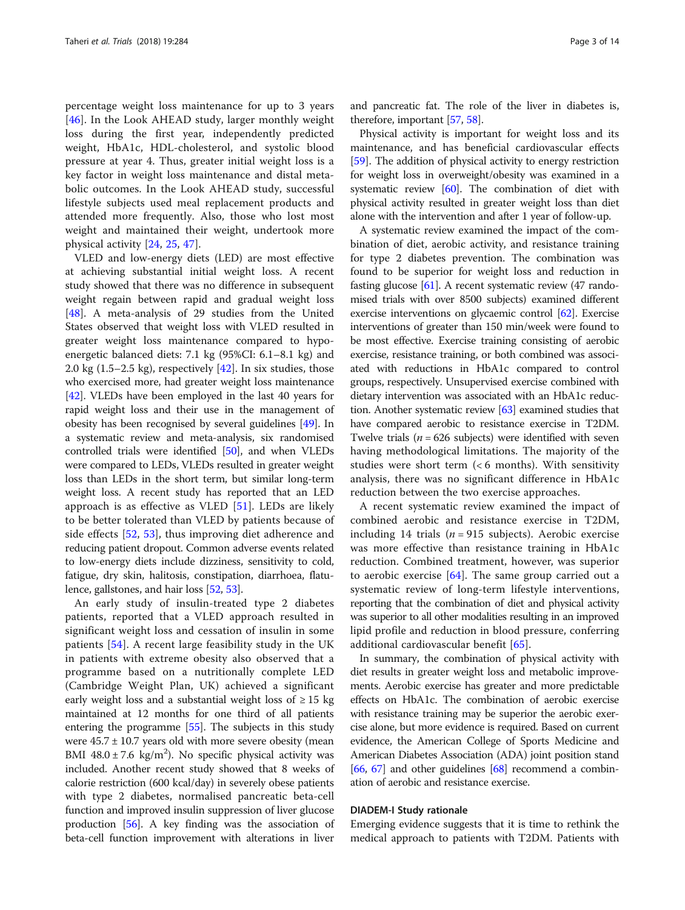percentage weight loss maintenance for up to 3 years [46]. In the Look AHEAD study, larger monthly weight loss during the first year, independently predicted weight, HbA1c, HDL-cholesterol, and systolic blood pressure at year 4. Thus, greater initial weight loss is a key factor in weight loss maintenance and distal metabolic outcomes. In the Look AHEAD study, successful lifestyle subjects used meal replacement products and attended more frequently. Also, those who lost most weight and maintained their weight, undertook more physical activity [24, 25, 47].

VLED and low-energy diets (LED) are most effective at achieving substantial initial weight loss. A recent study showed that there was no difference in subsequent weight regain between rapid and gradual weight loss [48]. A meta-analysis of 29 studies from the United States observed that weight loss with VLED resulted in greater weight loss maintenance compared to hypoenergetic balanced diets: 7.1 kg (95%CI: 6.1–8.1 kg) and 2.0 kg (1.5–2.5 kg), respectively [42]. In six studies, those who exercised more, had greater weight loss maintenance [42]. VLEDs have been employed in the last 40 years for rapid weight loss and their use in the management of obesity has been recognised by several guidelines [49]. In a systematic review and meta-analysis, six randomised controlled trials were identified [50], and when VLEDs were compared to LEDs, VLEDs resulted in greater weight loss than LEDs in the short term, but similar long-term weight loss. A recent study has reported that an LED approach is as effective as VLED [51]. LEDs are likely to be better tolerated than VLED by patients because of side effects [52, 53], thus improving diet adherence and reducing patient dropout. Common adverse events related to low-energy diets include dizziness, sensitivity to cold, fatigue, dry skin, halitosis, constipation, diarrhoea, flatulence, gallstones, and hair loss [52, 53].

An early study of insulin-treated type 2 diabetes patients, reported that a VLED approach resulted in significant weight loss and cessation of insulin in some patients [54]. A recent large feasibility study in the UK in patients with extreme obesity also observed that a programme based on a nutritionally complete LED (Cambridge Weight Plan, UK) achieved a significant early weight loss and a substantial weight loss of ≥ 15 kg maintained at 12 months for one third of all patients entering the programme [55]. The subjects in this study were 45.7 ± 10.7 years old with more severe obesity (mean BMI 48.0 ± 7.6 kg/m$^2$). No specific physical activity was included. Another recent study showed that 8 weeks of calorie restriction (600 kcal/day) in severely obese patients with type 2 diabetes, normalised pancreatic beta-cell function and improved insulin suppression of liver glucose production [56]. A key finding was the association of beta-cell function improvement with alterations in liver and pancreatic fat. The role of the liver in diabetes is, therefore, important [57, 58].

Physical activity is important for weight loss and its maintenance, and has beneficial cardiovascular effects [59]. The addition of physical activity to energy restriction for weight loss in overweight/obesity was examined in a systematic review [60]. The combination of diet with physical activity resulted in greater weight loss than diet alone with the intervention and after 1 year of follow-up.

A systematic review examined the impact of the combination of diet, aerobic activity, and resistance training for type 2 diabetes prevention. The combination was found to be superior for weight loss and reduction in fasting glucose [61]. A recent systematic review (47 randomised trials with over 8500 subjects) examined different exercise interventions on glycaemic control [62]. Exercise interventions of greater than 150 min/week were found to be most effective. Exercise training consisting of aerobic exercise, resistance training, or both combined was associated with reductions in HbA1c compared to control groups, respectively. Unsupervised exercise combined with dietary intervention was associated with an HbA1c reduction. Another systematic review [63] examined studies that have compared aerobic to resistance exercise in T2DM. Twelve trials ($n = 626$ subjects) were identified with seven having methodological limitations. The majority of the studies were short term (< 6 months). With sensitivity analysis, there was no significant difference in HbA1c reduction between the two exercise approaches.

A recent systematic review examined the impact of combined aerobic and resistance exercise in T2DM, including 14 trials ($n = 915$ subjects). Aerobic exercise was more effective than resistance training in HbA1c reduction. Combined treatment, however, was superior to aerobic exercise [64]. The same group carried out a systematic review of long-term lifestyle interventions, reporting that the combination of diet and physical activity was superior to all other modalities resulting in an improved lipid profile and reduction in blood pressure, conferring additional cardiovascular benefit [65].

In summary, the combination of physical activity with diet results in greater weight loss and metabolic improvements. Aerobic exercise has greater and more predictable effects on HbA1c. The combination of aerobic exercise with resistance training may be superior the aerobic exercise alone, but more evidence is required. Based on current evidence, the American College of Sports Medicine and American Diabetes Association (ADA) joint position stand [66, 67] and other guidelines [68] recommend a combination of aerobic and resistance exercise.

## DIADEM-I Study rationale

Emerging evidence suggests that it is time to rethink the medical approach to patients with T2DM. Patients with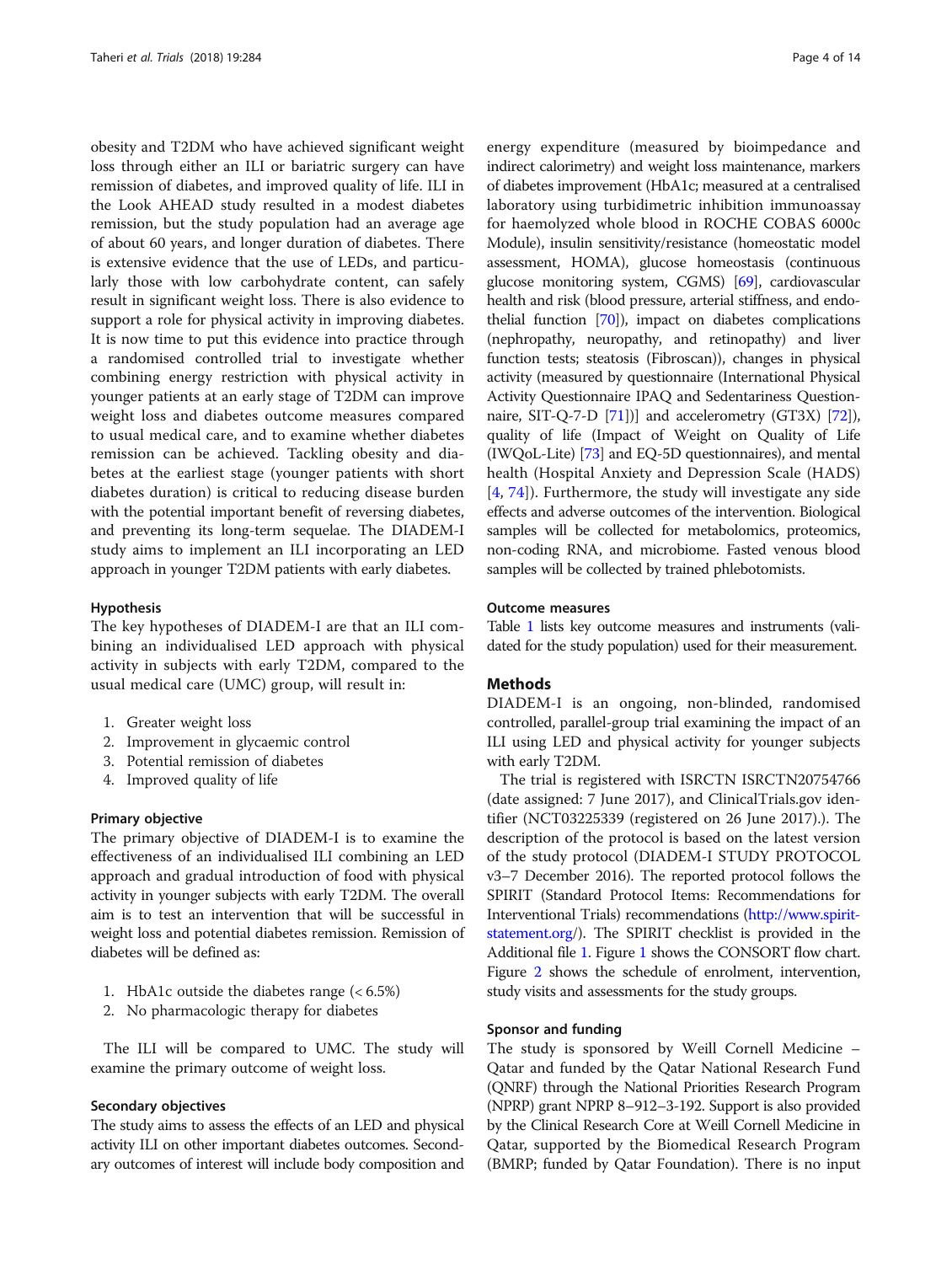obesity and T2DM who have achieved significant weight loss through either an ILI or bariatric surgery can have remission of diabetes, and improved quality of life. ILI in the Look AHEAD study resulted in a modest diabetes remission, but the study population had an average age of about 60 years, and longer duration of diabetes. There is extensive evidence that the use of LEDs, and particularly those with low carbohydrate content, can safely result in significant weight loss. There is also evidence to support a role for physical activity in improving diabetes. It is now time to put this evidence into practice through a randomised controlled trial to investigate whether combining energy restriction with physical activity in younger patients at an early stage of T2DM can improve weight loss and diabetes outcome measures compared to usual medical care, and to examine whether diabetes remission can be achieved. Tackling obesity and diabetes at the earliest stage (younger patients with short diabetes duration) is critical to reducing disease burden with the potential important benefit of reversing diabetes, and preventing its long-term sequelae. The DIADEM-I study aims to implement an ILI incorporating an LED approach in younger T2DM patients with early diabetes.

### Hypothesis

The key hypotheses of DIADEM-I are that an ILI combining an individualised LED approach with physical activity in subjects with early T2DM, compared to the usual medical care (UMC) group, will result in:

1. Greater weight loss
2. Improvement in glycaemic control
3. Potential remission of diabetes
4. Improved quality of life

### Primary objective

The primary objective of DIADEM-I is to examine the effectiveness of an individualised ILI combining an LED approach and gradual introduction of food with physical activity in younger subjects with early T2DM. The overall aim is to test an intervention that will be successful in weight loss and potential diabetes remission. Remission of diabetes will be defined as:

1. HbA1c outside the diabetes range (< 6.5%)
2. No pharmacologic therapy for diabetes

The ILI will be compared to UMC. The study will examine the primary outcome of weight loss.

### Secondary objectives

The study aims to assess the effects of an LED and physical activity ILI on other important diabetes outcomes. Secondary outcomes of interest will include body composition and energy expenditure (measured by bioimpedance and indirect calorimetry) and weight loss maintenance, markers of diabetes improvement (HbA1c; measured at a centralised laboratory using turbidimetric inhibition immunoassay for haemolyzed whole blood in ROCHE COBAS 6000c Module), insulin sensitivity/resistance (homeostatic model assessment, HOMA), glucose homeostasis (continuous glucose monitoring system, CGMS) [69], cardiovascular health and risk (blood pressure, arterial stiffness, and endothelial function [70]), impact on diabetes complications (nephropathy, neuropathy, and retinopathy) and liver function tests; steatosis (Fibroscan)), changes in physical activity (measured by questionnaire (International Physical Activity Questionnaire IPAQ and Sedentariness Questionnaire, SIT-Q-7-D [71])] and accelerometry (GT3X) [72]), quality of life (Impact of Weight on Quality of Life (IWQoL-Lite) [73] and EQ-5D questionnaires), and mental health (Hospital Anxiety and Depression Scale (HADS) [4, 74]). Furthermore, the study will investigate any side effects and adverse outcomes of the intervention. Biological samples will be collected for metabolomics, proteomics, non-coding RNA, and microbiome. Fasted venous blood samples will be collected by trained phlebotomists.

### Outcome measures

Table 1 lists key outcome measures and instruments (validated for the study population) used for their measurement.

## Methods

DIADEM-I is an ongoing, non-blinded, randomised controlled, parallel-group trial examining the impact of an ILI using LED and physical activity for younger subjects with early T2DM.

The trial is registered with ISRCTN ISRCTN20754766 (date assigned: 7 June 2017), and ClinicalTrials.gov identifier (NCT03225339 (registered on 26 June 2017).). The description of the protocol is based on the latest version of the study protocol (DIADEM-I STUDY PROTOCOL v3–7 December 2016). The reported protocol follows the SPIRIT (Standard Protocol Items: Recommendations for Interventional Trials) recommendations (http://www.spirit-statement.org/). The SPIRIT checklist is provided in the Additional file 1. Figure 1 shows the CONSORT flow chart. Figure 2 shows the schedule of enrolment, intervention, study visits and assessments for the study groups.

### Sponsor and funding

The study is sponsored by Weill Cornell Medicine – Qatar and funded by the Qatar National Research Fund (QNRF) through the National Priorities Research Program (NPRP) grant NPRP 8–912–3-192. Support is also provided by the Clinical Research Core at Weill Cornell Medicine in Qatar, supported by the Biomedical Research Program (BMRP; funded by Qatar Foundation). There is no input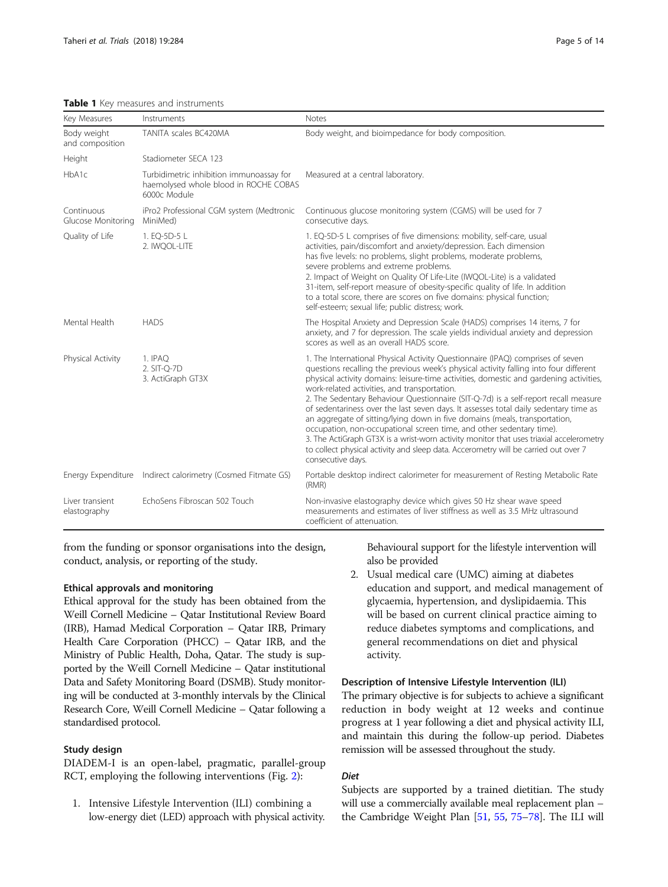**Table 1** Key measures and instruments

| Key Measures | Instruments | Notes |
| --- | --- | --- |
| Body weight and composition | TANITA scales BC420MA | Body weight, and bioimpedance for body composition. |
| Height | Stadiometer SECA 123 | |
| HbA1c | Turbidimetric inhibition immunoassay for haemolysed whole blood in ROCHE COBAS 6000c Module | Measured at a central laboratory. |
| Continuous Glucose Monitoring | iPro2 Professional CGM system (Medtronic MiniMed) | Continuous glucose monitoring system (CGMS) will be used for 7 consecutive days. |
| Quality of Life | 1. EQ-5D-5 L<br>2. IWQOL-LITE | 1. EQ-5D-5 L comprises of five dimensions: mobility, self-care, usual activities, pain/discomfort and anxiety/depression. Each dimension has five levels: no problems, slight problems, moderate problems, severe problems and extreme problems.<br>2. Impact of Weight on Quality Of Life-Lite (IWQOL-Lite) is a validated 31-item, self-report measure of obesity-specific quality of life. In addition to a total score, there are scores on five domains: physical function; self-esteem; sexual life; public distress; work. |
| Mental Health | HADS | The Hospital Anxiety and Depression Scale (HADS) comprises 14 items, 7 for anxiety, and 7 for depression. The scale yields individual anxiety and depression scores as well as an overall HADS score. |
| Physical Activity | 1. IPAQ<br>2. SIT-Q-7D<br>3. ActiGraph GT3X | 1. The International Physical Activity Questionnaire (IPAQ) comprises of seven questions recalling the previous week's physical activity falling into four different physical activity domains: leisure-time activities, domestic and gardening activities, work-related activities, and transportation.<br>2. The Sedentary Behaviour Questionnaire (SIT-Q-7d) is a self-report recall measure of sedentariness over the last seven days. It assesses total daily sedentary time as an aggregate of sitting/lying down in five domains (meals, transportation, occupation, non-occupational screen time, and other sedentary time).<br>3. The ActiGraph GT3X is a wrist-worn activity monitor that uses triaxial accelerometry to collect physical activity and sleep data. Accerometry will be carried out over 7 consecutive days. |
| Energy Expenditure | Indirect calorimetry (Cosmed Fitmate GS) | Portable desktop indirect calorimeter for measurement of Resting Metabolic Rate (RMR) |
| Liver transient elastography | EchoSens Fibroscan 502 Touch | Non-invasive elastography device which gives 50 Hz shear wave speed measurements and estimates of liver stiffness as well as 3.5 MHz ultrasound coefficient of attenuation. |

from the funding or sponsor organisations into the design, conduct, analysis, or reporting of the study.

### Ethical approvals and monitoring

Ethical approval for the study has been obtained from the Weill Cornell Medicine – Qatar Institutional Review Board (IRB), Hamad Medical Corporation – Qatar IRB, Primary Health Care Corporation (PHCC) – Qatar IRB, and the Ministry of Public Health, Doha, Qatar. The study is supported by the Weill Cornell Medicine – Qatar institutional Data and Safety Monitoring Board (DSMB). Study monitoring will be conducted at 3-monthly intervals by the Clinical Research Core, Weill Cornell Medicine – Qatar following a standardised protocol.

### Study design

DIADEM-I is an open-label, pragmatic, parallel-group RCT, employing the following interventions (Fig. 2):

1. Intensive Lifestyle Intervention (ILI) combining a low-energy diet (LED) approach with physical activity. Behavioural support for the lifestyle intervention will also be provided
2. Usual medical care (UMC) aiming at diabetes education and support, and medical management of glycaemia, hypertension, and dyslipidaemia. This will be based on current clinical practice aiming to reduce diabetes symptoms and complications, and general recommendations on diet and physical activity.

### Description of Intensive Lifestyle Intervention (ILI)

The primary objective is for subjects to achieve a significant reduction in body weight at 12 weeks and continue progress at 1 year following a diet and physical activity ILI, and maintain this during the follow-up period. Diabetes remission will be assessed throughout the study.

#### *Diet*

Subjects are supported by a trained dietitian. The study will use a commercially available meal replacement plan – the Cambridge Weight Plan [51, 55, 75–78]. The ILI will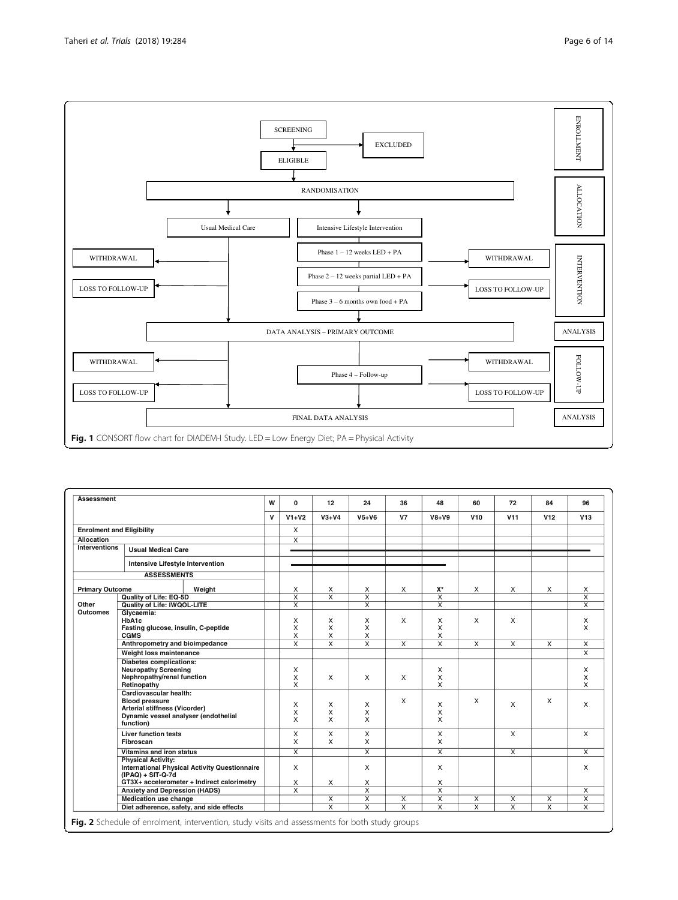SCREENING → EXCLUDED

ELIGIBLE

RANDOMISATION

| | | | |
|---|---|---|---|
| **ENROLLMENT** | SCREENING; EXCLUDED; ELIGIBLE | | |
| **ALLOCATION** | RANDOMISATION | | |
| | Usual Medical Care | Intensive Lifestyle Intervention | |
| **INTERVENTION** | WITHDRAWAL; LOSS TO FOLLOW-UP | Phase 1 – 12 weeks LED + PA; Phase 2 – 12 weeks partial LED + PA; Phase 3 – 6 months own food + PA | WITHDRAWAL; LOSS TO FOLLOW-UP |
| **ANALYSIS** | DATA ANALYSIS – PRIMARY OUTCOME | | |
| **FOLLOW-UP** | WITHDRAWAL; LOSS TO FOLLOW-UP | Phase 4 – Follow-up | WITHDRAWAL; LOSS TO FOLLOW-UP |
| **ANALYSIS** | FINAL DATA ANALYSIS | | |

**Fig. 1** CONSORT flow chart for DIADEM-I Study. LED = Low Energy Diet; PA = Physical Activity

| Assessment | | W | 0 | 12 | 24 | 36 | 48 | 60 | 72 | 84 | 96 |
|---|---|---|---|---|---|---|---|---|---|---|---|
| | | V | V1+V2 | V3+V4 | V5+V6 | V7 | V8+V9 | V10 | V11 | V12 | V13 |
| **Enrolment and Eligibility** | | | X | | | | | | | | |
| **Allocation** | | | X | | | | | | | | |
| **Interventions** | **Usual Medical Care** | | ——— | ——— | ——— | ——— | ——— | ——— | ——— | ——— | ——— |
| | **Intensive Lifestyle Intervention** | | ——— | ——— | ——— | ——— | ——— | | | | |
| **ASSESSMENTS** | | | | | | | | | | | |
| **Primary Outcome** | **Weight** | | X | X | X | X | X* | X | X | X | X |
| **Other Outcomes** | **Quality of Life: EQ-5D** | | X | X | X | | X | | | | X |
| | **Quality of Life: IWQOL-LITE** | | X | | X | | X | | | | X |
| | **Glycaemia:** | | | | | | | | | | |
| | **HbA1c** | | X | X | X | X | X | X | X | | X |
| | **Fasting glucose, insulin, C-peptide** | | X | X | X | | X | | | | X |
| | **CGMS** | | X | X | X | | X | | | | |
| | **Anthropometry and bioimpedance** | | X | X | X | X | X | X | X | X | X |
| | **Weight loss maintenance** | | | | | | | | | | X |
| | **Diabetes complications:** | | | | | | | | | | |
| | **Neuropathy Screening** | | X | | | | X | | | | X |
| | **Nephropathy/renal function** | | X | X | X | X | X | | | | X |
| | **Retinopathy** | | X | | | | X | | | | X |
| | **Cardiovascular health:** | | | | | | | | | | |
| | **Blood pressure** | | X | X | X | X | X | X | X | X | X |
| | **Arterial stiffness (Vicorder)** | | X | X | X | | X | | | | |
| | **Dynamic vessel analyser (endothelial function)** | | X | X | X | | X | | | | |
| | **Liver function tests** | | X | X | X | | X | | X | | X |
| | **Fibroscan** | | X | X | X | | X | | | | |
| | **Vitamins and iron status** | | X | | X | | X | | X | | X |
| | **Physical Activity:** | | | | | | | | | | |
| | **International Physical Activity Questionnaire (IPAQ) + SIT-Q-7d** | | X | | X | | X | | | | X |
| | **GT3X+ accelerometer + Indirect calorimetry** | | X | X | X | | X | | | | |
| | **Anxiety and Depression (HADS)** | | X | | X | | X | | | | X |
| | **Medication use change** | | | X | X | X | X | X | X | X | X |
| | **Diet adherence, safety, and side effects** | | | X | X | X | X | X | X | X | X |

**Fig. 2** Schedule of enrolment, intervention, study visits and assessments for both study groups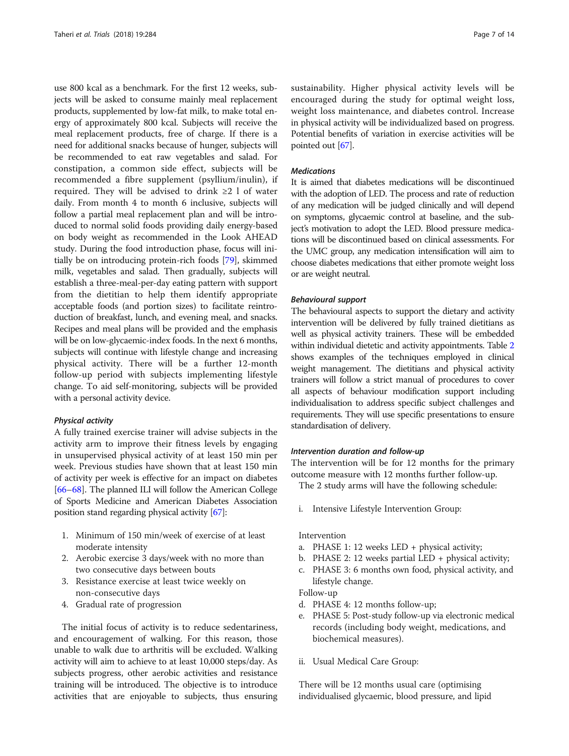use 800 kcal as a benchmark. For the first 12 weeks, subjects will be asked to consume mainly meal replacement products, supplemented by low-fat milk, to make total energy of approximately 800 kcal. Subjects will receive the meal replacement products, free of charge. If there is a need for additional snacks because of hunger, subjects will be recommended to eat raw vegetables and salad. For constipation, a common side effect, subjects will be recommended a fibre supplement (psyllium/inulin), if required. They will be advised to drink ≥2 l of water daily. From month 4 to month 6 inclusive, subjects will follow a partial meal replacement plan and will be introduced to normal solid foods providing daily energy-based on body weight as recommended in the Look AHEAD study. During the food introduction phase, focus will initially be on introducing protein-rich foods [79], skimmed milk, vegetables and salad. Then gradually, subjects will establish a three-meal-per-day eating pattern with support from the dietitian to help them identify appropriate acceptable foods (and portion sizes) to facilitate reintroduction of breakfast, lunch, and evening meal, and snacks. Recipes and meal plans will be provided and the emphasis will be on low-glycaemic-index foods. In the next 6 months, subjects will continue with lifestyle change and increasing physical activity. There will be a further 12-month follow-up period with subjects implementing lifestyle change. To aid self-monitoring, subjects will be provided with a personal activity device.

#### *Physical activity*

A fully trained exercise trainer will advise subjects in the activity arm to improve their fitness levels by engaging in unsupervised physical activity of at least 150 min per week. Previous studies have shown that at least 150 min of activity per week is effective for an impact on diabetes [66–68]. The planned ILI will follow the American College of Sports Medicine and American Diabetes Association position stand regarding physical activity [67]:

1. Minimum of 150 min/week of exercise of at least moderate intensity
2. Aerobic exercise 3 days/week with no more than two consecutive days between bouts
3. Resistance exercise at least twice weekly on non-consecutive days
4. Gradual rate of progression

The initial focus of activity is to reduce sedentariness, and encouragement of walking. For this reason, those unable to walk due to arthritis will be excluded. Walking activity will aim to achieve to at least 10,000 steps/day. As subjects progress, other aerobic activities and resistance training will be introduced. The objective is to introduce activities that are enjoyable to subjects, thus ensuring sustainability. Higher physical activity levels will be encouraged during the study for optimal weight loss, weight loss maintenance, and diabetes control. Increase in physical activity will be individualized based on progress. Potential benefits of variation in exercise activities will be pointed out [67].

#### *Medications*

It is aimed that diabetes medications will be discontinued with the adoption of LED. The process and rate of reduction of any medication will be judged clinically and will depend on symptoms, glycaemic control at baseline, and the subject's motivation to adopt the LED. Blood pressure medications will be discontinued based on clinical assessments. For the UMC group, any medication intensification will aim to choose diabetes medications that either promote weight loss or are weight neutral.

#### *Behavioural support*

The behavioural aspects to support the dietary and activity intervention will be delivered by fully trained dietitians as well as physical activity trainers. These will be embedded within individual dietetic and activity appointments. Table 2 shows examples of the techniques employed in clinical weight management. The dietitians and physical activity trainers will follow a strict manual of procedures to cover all aspects of behaviour modification support including individualisation to address specific subject challenges and requirements. They will use specific presentations to ensure standardisation of delivery.

#### *Intervention duration and follow-up*

The intervention will be for 12 months for the primary outcome measure with 12 months further follow-up.

The 2 study arms will have the following schedule:

i. Intensive Lifestyle Intervention Group:

Intervention

a. PHASE 1: 12 weeks LED + physical activity;
b. PHASE 2: 12 weeks partial LED + physical activity;
c. PHASE 3: 6 months own food, physical activity, and lifestyle change.

Follow-up

d. PHASE 4: 12 months follow-up;
e. PHASE 5: Post-study follow-up via electronic medical records (including body weight, medications, and biochemical measures).

ii. Usual Medical Care Group:

There will be 12 months usual care (optimising individualised glycaemic, blood pressure, and lipid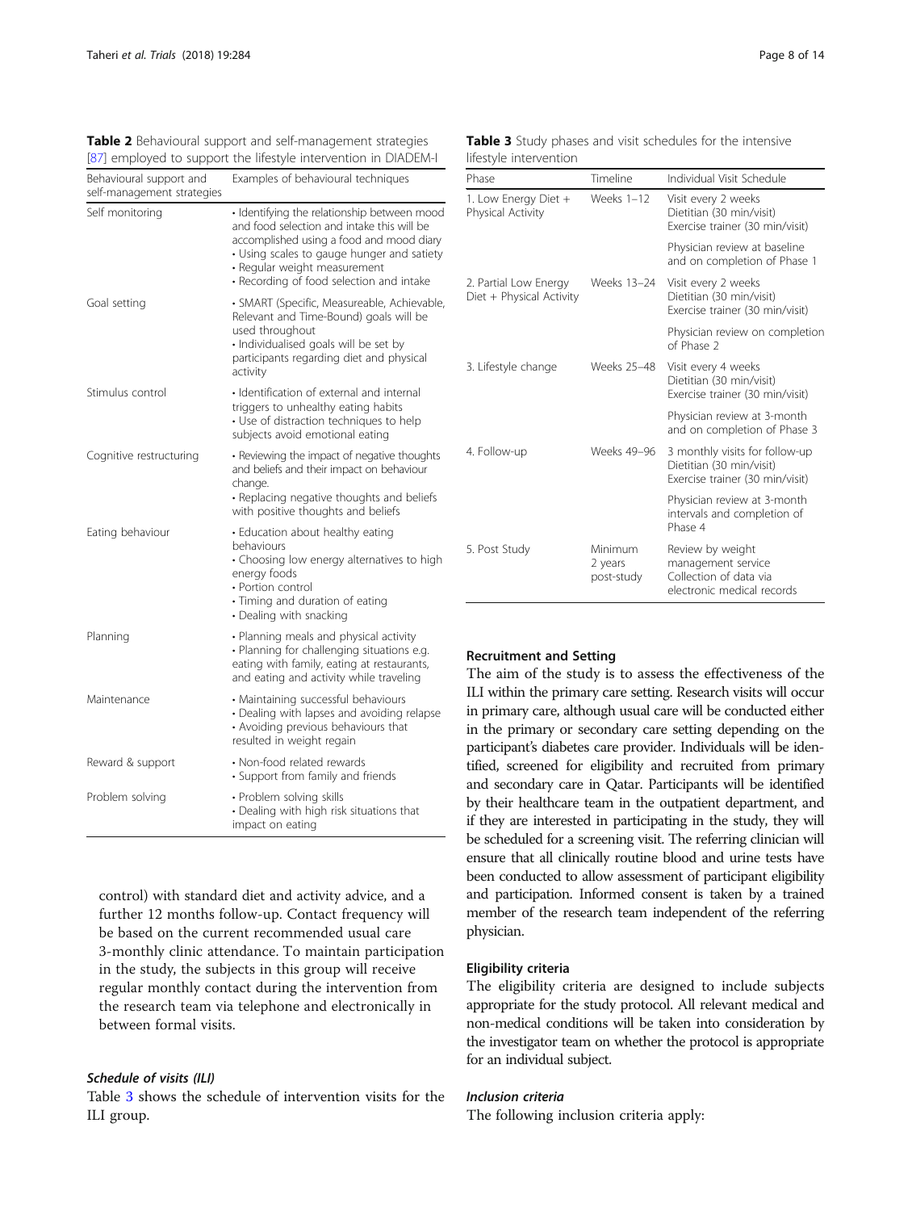**Table 2** Behavioural support and self-management strategies [87] employed to support the lifestyle intervention in DIADEM-I

| Behavioural support and self-management strategies | Examples of behavioural techniques |
| --- | --- |
| Self monitoring | • Identifying the relationship between mood and food selection and intake this will be accomplished using a food and mood diary<br>• Using scales to gauge hunger and satiety<br>• Regular weight measurement<br>• Recording of food selection and intake |
| Goal setting | • SMART (Specific, Measureable, Achievable, Relevant and Time-Bound) goals will be used throughout<br>• Individualised goals will be set by participants regarding diet and physical activity |
| Stimulus control | • Identification of external and internal triggers to unhealthy eating habits<br>• Use of distraction techniques to help subjects avoid emotional eating |
| Cognitive restructuring | • Reviewing the impact of negative thoughts and beliefs and their impact on behaviour change.<br>• Replacing negative thoughts and beliefs with positive thoughts and beliefs |
| Eating behaviour | • Education about healthy eating behaviours<br>• Choosing low energy alternatives to high energy foods<br>• Portion control<br>• Timing and duration of eating<br>• Dealing with snacking |
| Planning | • Planning meals and physical activity<br>• Planning for challenging situations e.g. eating with family, eating at restaurants, and eating and activity while traveling |
| Maintenance | • Maintaining successful behaviours<br>• Dealing with lapses and avoiding relapse<br>• Avoiding previous behaviours that resulted in weight regain |
| Reward & support | • Non-food related rewards<br>• Support from family and friends |
| Problem solving | • Problem solving skills<br>• Dealing with high risk situations that impact on eating |

control) with standard diet and activity advice, and a further 12 months follow-up. Contact frequency will be based on the current recommended usual care 3-monthly clinic attendance. To maintain participation in the study, the subjects in this group will receive regular monthly contact during the intervention from the research team via telephone and electronically in between formal visits.

#### *Schedule of visits (ILI)*

Table 3 shows the schedule of intervention visits for the ILI group.

**Table 3** Study phases and visit schedules for the intensive lifestyle intervention

| Phase | Timeline | Individual Visit Schedule |
| --- | --- | --- |
| 1. Low Energy Diet + Physical Activity | Weeks 1–12 | Visit every 2 weeks<br>Dietitian (30 min/visit)<br>Exercise trainer (30 min/visit) |
| | | Physician review at baseline and on completion of Phase 1 |
| 2. Partial Low Energy Diet + Physical Activity | Weeks 13–24 | Visit every 2 weeks<br>Dietitian (30 min/visit)<br>Exercise trainer (30 min/visit) |
| | | Physician review on completion of Phase 2 |
| 3. Lifestyle change | Weeks 25–48 | Visit every 4 weeks<br>Dietitian (30 min/visit)<br>Exercise trainer (30 min/visit) |
| | | Physician review at 3-month and on completion of Phase 3 |
| 4. Follow-up | Weeks 49–96 | 3 monthly visits for follow-up<br>Dietitian (30 min/visit)<br>Exercise trainer (30 min/visit) |
| | | Physician review at 3-month intervals and completion of Phase 4 |
| 5. Post Study | Minimum 2 years post-study | Review by weight management service<br>Collection of data via electronic medical records |

### Recruitment and Setting

The aim of the study is to assess the effectiveness of the ILI within the primary care setting. Research visits will occur in primary care, although usual care will be conducted either in the primary or secondary care setting depending on the participant's diabetes care provider. Individuals will be identified, screened for eligibility and recruited from primary and secondary care in Qatar. Participants will be identified by their healthcare team in the outpatient department, and if they are interested in participating in the study, they will be scheduled for a screening visit. The referring clinician will ensure that all clinically routine blood and urine tests have been conducted to allow assessment of participant eligibility and participation. Informed consent is taken by a trained member of the research team independent of the referring physician.

### Eligibility criteria

The eligibility criteria are designed to include subjects appropriate for the study protocol. All relevant medical and non-medical conditions will be taken into consideration by the investigator team on whether the protocol is appropriate for an individual subject.

#### *Inclusion criteria*

The following inclusion criteria apply: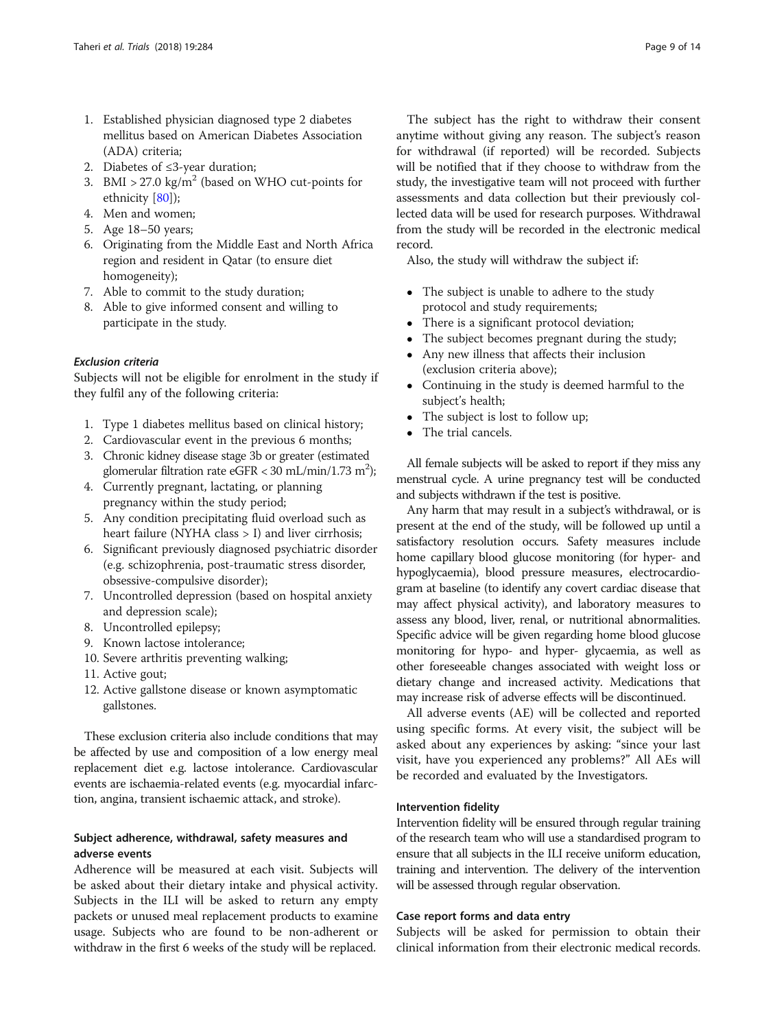1. Established physician diagnosed type 2 diabetes mellitus based on American Diabetes Association (ADA) criteria;
2. Diabetes of ≤3-year duration;
3. BMI > 27.0 kg/m$^2$ (based on WHO cut-points for ethnicity [80]);
4. Men and women;
5. Age 18–50 years;
6. Originating from the Middle East and North Africa region and resident in Qatar (to ensure diet homogeneity);
7. Able to commit to the study duration;
8. Able to give informed consent and willing to participate in the study.

#### *Exclusion criteria*

Subjects will not be eligible for enrolment in the study if they fulfil any of the following criteria:

1. Type 1 diabetes mellitus based on clinical history;
2. Cardiovascular event in the previous 6 months;
3. Chronic kidney disease stage 3b or greater (estimated glomerular filtration rate eGFR < 30 mL/min/1.73 m$^2$);
4. Currently pregnant, lactating, or planning pregnancy within the study period;
5. Any condition precipitating fluid overload such as heart failure (NYHA class > I) and liver cirrhosis;
6. Significant previously diagnosed psychiatric disorder (e.g. schizophrenia, post-traumatic stress disorder, obsessive-compulsive disorder);
7. Uncontrolled depression (based on hospital anxiety and depression scale);
8. Uncontrolled epilepsy;
9. Known lactose intolerance;
10. Severe arthritis preventing walking;
11. Active gout;
12. Active gallstone disease or known asymptomatic gallstones.

These exclusion criteria also include conditions that may be affected by use and composition of a low energy meal replacement diet e.g. lactose intolerance. Cardiovascular events are ischaemia-related events (e.g. myocardial infarction, angina, transient ischaemic attack, and stroke).

### Subject adherence, withdrawal, safety measures and adverse events

Adherence will be measured at each visit. Subjects will be asked about their dietary intake and physical activity. Subjects in the ILI will be asked to return any empty packets or unused meal replacement products to examine usage. Subjects who are found to be non-adherent or withdraw in the first 6 weeks of the study will be replaced.

The subject has the right to withdraw their consent anytime without giving any reason. The subject's reason for withdrawal (if reported) will be recorded. Subjects will be notified that if they choose to withdraw from the study, the investigative team will not proceed with further assessments and data collection but their previously collected data will be used for research purposes. Withdrawal from the study will be recorded in the electronic medical record.

Also, the study will withdraw the subject if:

- The subject is unable to adhere to the study protocol and study requirements;
- There is a significant protocol deviation;
- The subject becomes pregnant during the study;
- Any new illness that affects their inclusion (exclusion criteria above);
- Continuing in the study is deemed harmful to the subject's health;
- The subject is lost to follow up;
- The trial cancels.

All female subjects will be asked to report if they miss any menstrual cycle. A urine pregnancy test will be conducted and subjects withdrawn if the test is positive.

Any harm that may result in a subject's withdrawal, or is present at the end of the study, will be followed up until a satisfactory resolution occurs. Safety measures include home capillary blood glucose monitoring (for hyper- and hypoglycaemia), blood pressure measures, electrocardiogram at baseline (to identify any covert cardiac disease that may affect physical activity), and laboratory measures to assess any blood, liver, renal, or nutritional abnormalities. Specific advice will be given regarding home blood glucose monitoring for hypo- and hyper- glycaemia, as well as other foreseeable changes associated with weight loss or dietary change and increased activity. Medications that may increase risk of adverse effects will be discontinued.

All adverse events (AE) will be collected and reported using specific forms. At every visit, the subject will be asked about any experiences by asking: "since your last visit, have you experienced any problems?" All AEs will be recorded and evaluated by the Investigators.

### Intervention fidelity

Intervention fidelity will be ensured through regular training of the research team who will use a standardised program to ensure that all subjects in the ILI receive uniform education, training and intervention. The delivery of the intervention will be assessed through regular observation.

### Case report forms and data entry

Subjects will be asked for permission to obtain their clinical information from their electronic medical records.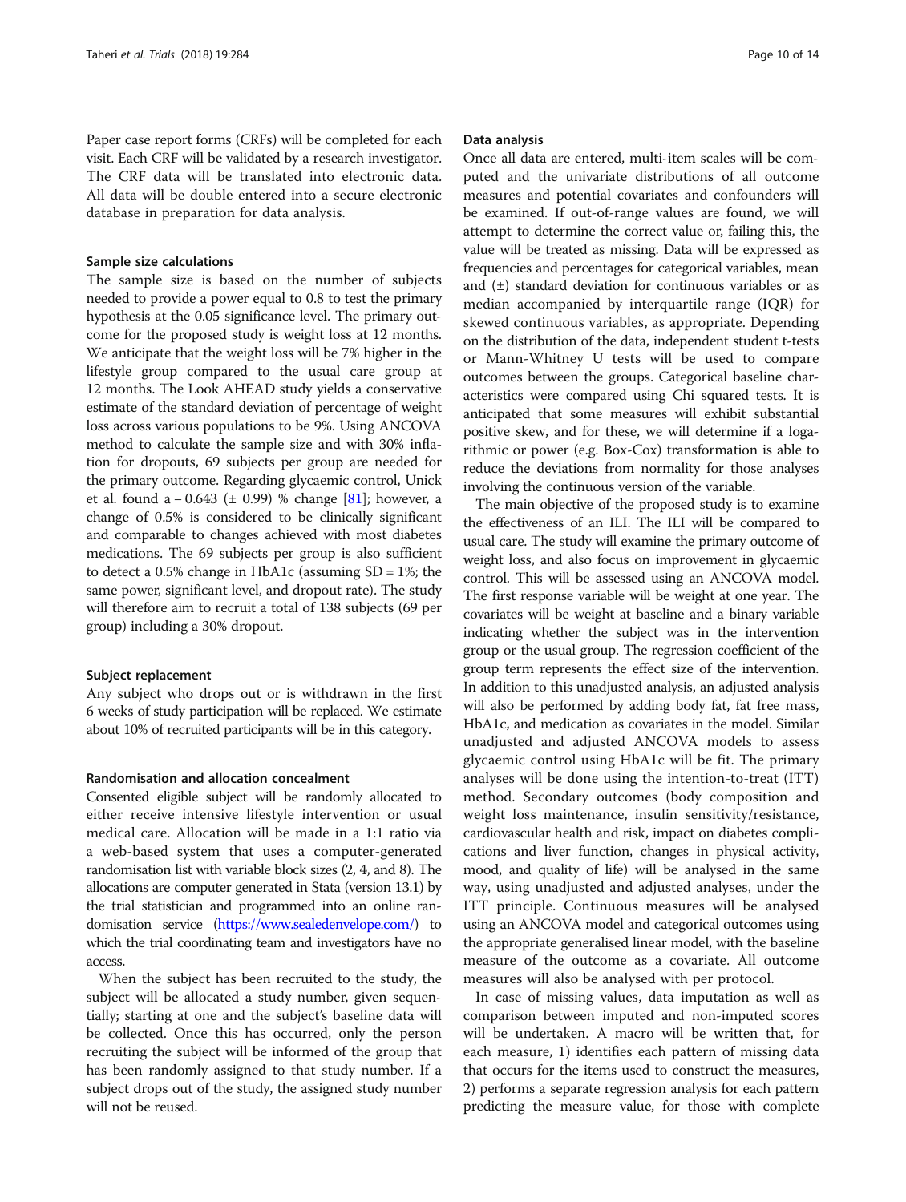Paper case report forms (CRFs) will be completed for each visit. Each CRF will be validated by a research investigator. The CRF data will be translated into electronic data. All data will be double entered into a secure electronic database in preparation for data analysis.

### Sample size calculations

The sample size is based on the number of subjects needed to provide a power equal to 0.8 to test the primary hypothesis at the 0.05 significance level. The primary outcome for the proposed study is weight loss at 12 months. We anticipate that the weight loss will be 7% higher in the lifestyle group compared to the usual care group at 12 months. The Look AHEAD study yields a conservative estimate of the standard deviation of percentage of weight loss across various populations to be 9%. Using ANCOVA method to calculate the sample size and with 30% inflation for dropouts, 69 subjects per group are needed for the primary outcome. Regarding glycaemic control, Unick et al. found a − 0.643 (± 0.99) % change [81]; however, a change of 0.5% is considered to be clinically significant and comparable to changes achieved with most diabetes medications. The 69 subjects per group is also sufficient to detect a 0.5% change in HbA1c (assuming SD = 1%; the same power, significant level, and dropout rate). The study will therefore aim to recruit a total of 138 subjects (69 per group) including a 30% dropout.

### Subject replacement

Any subject who drops out or is withdrawn in the first 6 weeks of study participation will be replaced. We estimate about 10% of recruited participants will be in this category.

### Randomisation and allocation concealment

Consented eligible subject will be randomly allocated to either receive intensive lifestyle intervention or usual medical care. Allocation will be made in a 1:1 ratio via a web-based system that uses a computer-generated randomisation list with variable block sizes (2, 4, and 8). The allocations are computer generated in Stata (version 13.1) by the trial statistician and programmed into an online randomisation service (https://www.sealedenvelope.com/) to which the trial coordinating team and investigators have no access.

When the subject has been recruited to the study, the subject will be allocated a study number, given sequentially; starting at one and the subject's baseline data will be collected. Once this has occurred, only the person recruiting the subject will be informed of the group that has been randomly assigned to that study number. If a subject drops out of the study, the assigned study number will not be reused.

### Data analysis

Once all data are entered, multi-item scales will be computed and the univariate distributions of all outcome measures and potential covariates and confounders will be examined. If out-of-range values are found, we will attempt to determine the correct value or, failing this, the value will be treated as missing. Data will be expressed as frequencies and percentages for categorical variables, mean and (±) standard deviation for continuous variables or as median accompanied by interquartile range (IQR) for skewed continuous variables, as appropriate. Depending on the distribution of the data, independent student t-tests or Mann-Whitney U tests will be used to compare outcomes between the groups. Categorical baseline characteristics were compared using Chi squared tests. It is anticipated that some measures will exhibit substantial positive skew, and for these, we will determine if a logarithmic or power (e.g. Box-Cox) transformation is able to reduce the deviations from normality for those analyses involving the continuous version of the variable.

The main objective of the proposed study is to examine the effectiveness of an ILI. The ILI will be compared to usual care. The study will examine the primary outcome of weight loss, and also focus on improvement in glycaemic control. This will be assessed using an ANCOVA model. The first response variable will be weight at one year. The covariates will be weight at baseline and a binary variable indicating whether the subject was in the intervention group or the usual group. The regression coefficient of the group term represents the effect size of the intervention. In addition to this unadjusted analysis, an adjusted analysis will also be performed by adding body fat, fat free mass, HbA1c, and medication as covariates in the model. Similar unadjusted and adjusted ANCOVA models to assess glycaemic control using HbA1c will be fit. The primary analyses will be done using the intention-to-treat (ITT) method. Secondary outcomes (body composition and weight loss maintenance, insulin sensitivity/resistance, cardiovascular health and risk, impact on diabetes complications and liver function, changes in physical activity, mood, and quality of life) will be analysed in the same way, using unadjusted and adjusted analyses, under the ITT principle. Continuous measures will be analysed using an ANCOVA model and categorical outcomes using the appropriate generalised linear model, with the baseline measure of the outcome as a covariate. All outcome measures will also be analysed with per protocol.

In case of missing values, data imputation as well as comparison between imputed and non-imputed scores will be undertaken. A macro will be written that, for each measure, 1) identifies each pattern of missing data that occurs for the items used to construct the measures, 2) performs a separate regression analysis for each pattern predicting the measure value, for those with complete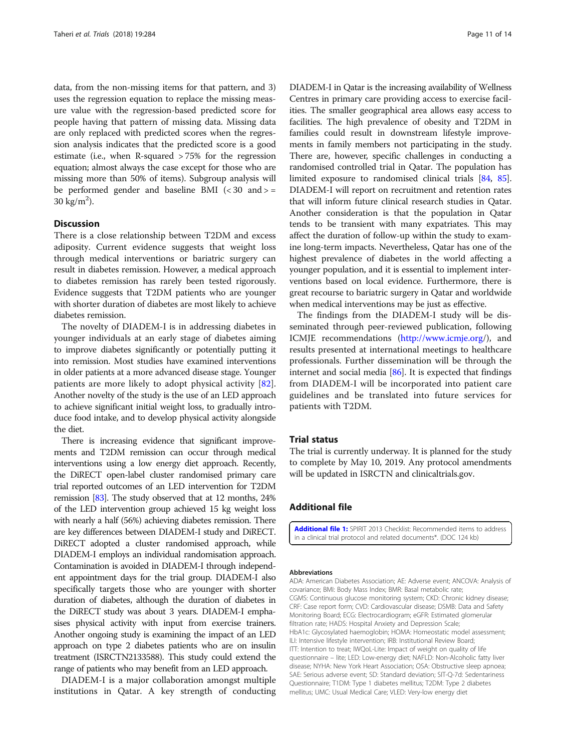data, from the non-missing items for that pattern, and 3) uses the regression equation to replace the missing measure value with the regression-based predicted score for people having that pattern of missing data. Missing data are only replaced with predicted scores when the regression analysis indicates that the predicted score is a good estimate (i.e., when R-squared > 75% for the regression equation; almost always the case except for those who are missing more than 50% of items). Subgroup analysis will be performed gender and baseline BMI (< 30 and > = 30 kg/m$^2$).

## Discussion

There is a close relationship between T2DM and excess adiposity. Current evidence suggests that weight loss through medical interventions or bariatric surgery can result in diabetes remission. However, a medical approach to diabetes remission has rarely been tested rigorously. Evidence suggests that T2DM patients who are younger with shorter duration of diabetes are most likely to achieve diabetes remission.

The novelty of DIADEM-I is in addressing diabetes in younger individuals at an early stage of diabetes aiming to improve diabetes significantly or potentially putting it into remission. Most studies have examined interventions in older patients at a more advanced disease stage. Younger patients are more likely to adopt physical activity [82]. Another novelty of the study is the use of an LED approach to achieve significant initial weight loss, to gradually introduce food intake, and to develop physical activity alongside the diet.

There is increasing evidence that significant improvements and T2DM remission can occur through medical interventions using a low energy diet approach. Recently, the DiRECT open-label cluster randomised primary care trial reported outcomes of an LED intervention for T2DM remission [83]. The study observed that at 12 months, 24% of the LED intervention group achieved 15 kg weight loss with nearly a half (56%) achieving diabetes remission. There are key differences between DIADEM-I study and DiRECT. DiRECT adopted a cluster randomised approach, while DIADEM-I employs an individual randomisation approach. Contamination is avoided in DIADEM-I through independent appointment days for the trial group. DIADEM-I also specifically targets those who are younger with shorter duration of diabetes, although the duration of diabetes in the DiRECT study was about 3 years. DIADEM-I emphasises physical activity with input from exercise trainers. Another ongoing study is examining the impact of an LED approach on type 2 diabetes patients who are on insulin treatment (ISRCTN2133588). This study could extend the range of patients who may benefit from an LED approach.

DIADEM-I is a major collaboration amongst multiple institutions in Qatar. A key strength of conducting DIADEM-I in Qatar is the increasing availability of Wellness Centres in primary care providing access to exercise facilities. The smaller geographical area allows easy access to facilities. The high prevalence of obesity and T2DM in families could result in downstream lifestyle improvements in family members not participating in the study. There are, however, specific challenges in conducting a randomised controlled trial in Qatar. The population has limited exposure to randomised clinical trials [84, 85]. DIADEM-I will report on recruitment and retention rates that will inform future clinical research studies in Qatar. Another consideration is that the population in Qatar tends to be transient with many expatriates. This may affect the duration of follow-up within the study to examine long-term impacts. Nevertheless, Qatar has one of the highest prevalence of diabetes in the world affecting a younger population, and it is essential to implement interventions based on local evidence. Furthermore, there is great recourse to bariatric surgery in Qatar and worldwide when medical interventions may be just as effective.

The findings from the DIADEM-I study will be disseminated through peer-reviewed publication, following ICMJE recommendations (http://www.icmje.org/), and results presented at international meetings to healthcare professionals. Further dissemination will be through the internet and social media [86]. It is expected that findings from DIADEM-I will be incorporated into patient care guidelines and be translated into future services for patients with T2DM.

## Trial status

The trial is currently underway. It is planned for the study to complete by May 10, 2019. Any protocol amendments will be updated in ISRCTN and clinicaltrials.gov.

## Additional file

**Additional file 1:** SPIRIT 2013 Checklist: Recommended items to address in a clinical trial protocol and related documents*. (DOC 124 kb)

#### Abbreviations

ADA: American Diabetes Association; AE: Adverse event; ANCOVA: Analysis of covariance; BMI: Body Mass Index; BMR: Basal metabolic rate; CGMS: Continuous glucose monitoring system; CKD: Chronic kidney disease; CRF: Case report form; CVD: Cardiovascular disease; DSMB: Data and Safety Monitoring Board; ECG: Electrocardiogram; eGFR: Estimated glomerular filtration rate; HADS: Hospital Anxiety and Depression Scale; HbA1c: Glycosylated haemoglobin; HOMA: Homeostatic model assessment; ILI: Intensive lifestyle intervention; IRB: Institutional Review Board; ITT: Intention to treat; IWQoL-Lite: Impact of weight on quality of life questionnaire – lite; LED: Low-energy diet; NAFLD: Non-Alcoholic fatty liver disease; NYHA: New York Heart Association; OSA: Obstructive sleep apnoea; SAE: Serious adverse event; SD: Standard deviation; SIT-Q-7d: Sedentariness Questionnaire; T1DM: Type 1 diabetes mellitus; T2DM: Type 2 diabetes mellitus; UMC: Usual Medical Care; VLED: Very-low energy diet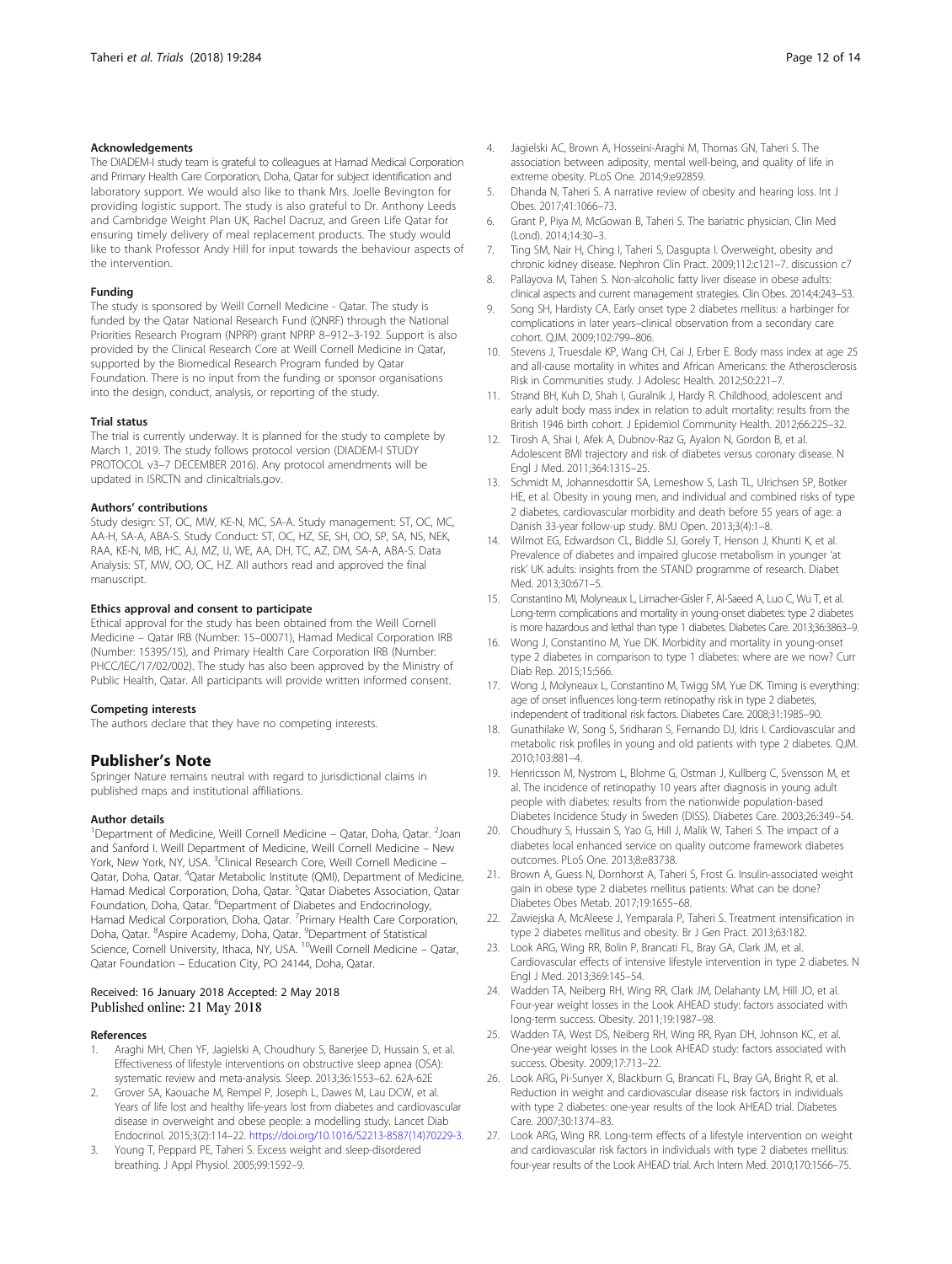### Acknowledgements

The DIADEM-I study team is grateful to colleagues at Hamad Medical Corporation and Primary Health Care Corporation, Doha, Qatar for subject identification and laboratory support. We would also like to thank Mrs. Joelle Bevington for providing logistic support. The study is also grateful to Dr. Anthony Leeds and Cambridge Weight Plan UK, Rachel Dacruz, and Green Life Qatar for ensuring timely delivery of meal replacement products. The study would like to thank Professor Andy Hill for input towards the behaviour aspects of the intervention.

### Funding

The study is sponsored by Weill Cornell Medicine - Qatar. The study is funded by the Qatar National Research Fund (QNRF) through the National Priorities Research Program (NPRP) grant NPRP 8–912–3-192. Support is also provided by the Clinical Research Core at Weill Cornell Medicine in Qatar, supported by the Biomedical Research Program funded by Qatar Foundation. There is no input from the funding or sponsor organisations into the design, conduct, analysis, or reporting of the study.

### Trial status

The trial is currently underway. It is planned for the study to complete by March 1, 2019. The study follows protocol version (DIADEM-I STUDY PROTOCOL v3–7 DECEMBER 2016). Any protocol amendments will be updated in ISRCTN and clinicaltrials.gov.

### Authors' contributions

Study design: ST, OC, MW, KE-N, MC, SA-A. Study management: ST, OC, MC, AA-H, SA-A, ABA-S. Study Conduct: ST, OC, HZ, SE, SH, OO, SP, SA, NS, NEK, RAA, KE-N, MB, HC, AJ, MZ, IJ, WE, AA, DH, TC, AZ, DM, SA-A, ABA-S. Data Analysis: ST, MW, OO, OC, HZ. All authors read and approved the final manuscript.

### Ethics approval and consent to participate

Ethical approval for the study has been obtained from the Weill Cornell Medicine – Qatar IRB (Number: 15–00071), Hamad Medical Corporation IRB (Number: 15395/15), and Primary Health Care Corporation IRB (Number: PHCC/IEC/17/02/002). The study has also been approved by the Ministry of Public Health, Qatar. All participants will provide written informed consent.

### Competing interests

The authors declare that they have no competing interests.

## Publisher's Note

Springer Nature remains neutral with regard to jurisdictional claims in published maps and institutional affiliations.

### Author details

[1]Department of Medicine, Weill Cornell Medicine – Qatar, Doha, Qatar. [2]Joan and Sanford I. Weill Department of Medicine, Weill Cornell Medicine – New York, New York, NY, USA. [3]Clinical Research Core, Weill Cornell Medicine – Qatar, Doha, Qatar. [4]Qatar Metabolic Institute (QMI), Department of Medicine, Hamad Medical Corporation, Doha, Qatar. [5]Qatar Diabetes Association, Qatar Foundation, Doha, Qatar. [6]Department of Diabetes and Endocrinology, Hamad Medical Corporation, Doha, Qatar. [7]Primary Health Care Corporation, Doha, Qatar. [8]Aspire Academy, Doha, Qatar. [9]Department of Statistical Science, Cornell University, Ithaca, NY, USA. [10]Weill Cornell Medicine – Qatar, Qatar Foundation – Education City, PO 24144, Doha, Qatar.

Received: 16 January 2018 Accepted: 2 May 2018
Published online: 21 May 2018

### References

1. Araghi MH, Chen YF, Jagielski A, Choudhury S, Banerjee D, Hussain S, et al. Effectiveness of lifestyle interventions on obstructive sleep apnea (OSA): systematic review and meta-analysis. Sleep. 2013;36:1553–62. 62A-62E
2. Grover SA, Kaouache M, Rempel P, Joseph L, Dawes M, Lau DCW, et al. Years of life lost and healthy life-years lost from diabetes and cardiovascular disease in overweight and obese people: a modelling study. Lancet Diab Endocrinol. 2015;3(2):114–22. https://doi.org/10.1016/S2213-8587(14)70229-3.
3. Young T, Peppard PE, Taheri S. Excess weight and sleep-disordered breathing. J Appl Physiol. 2005;99:1592–9.
4. Jagielski AC, Brown A, Hosseini-Araghi M, Thomas GN, Taheri S. The association between adiposity, mental well-being, and quality of life in extreme obesity. PLoS One. 2014;9:e92859.
5. Dhanda N, Taheri S. A narrative review of obesity and hearing loss. Int J Obes. 2017;41:1066–73.
6. Grant P, Piya M, McGowan B, Taheri S. The bariatric physician. Clin Med (Lond). 2014;14:30–3.
7. Ting SM, Nair H, Ching I, Taheri S, Dasgupta I. Overweight, obesity and chronic kidney disease. Nephron Clin Pract. 2009;112:c121–7. discussion c7
8. Pallayova M, Taheri S. Non-alcoholic fatty liver disease in obese adults: clinical aspects and current management strategies. Clin Obes. 2014;4:243–53.
9. Song SH, Hardisty CA. Early onset type 2 diabetes mellitus: a harbinger for complications in later years–clinical observation from a secondary care cohort. QJM. 2009;102:799–806.
10. Stevens J, Truesdale KP, Wang CH, Cai J, Erber E. Body mass index at age 25 and all-cause mortality in whites and African Americans: the Atherosclerosis Risk in Communities study. J Adolesc Health. 2012;50:221–7.
11. Strand BH, Kuh D, Shah I, Guralnik J, Hardy R. Childhood, adolescent and early adult body mass index in relation to adult mortality: results from the British 1946 birth cohort. J Epidemiol Community Health. 2012;66:225–32.
12. Tirosh A, Shai I, Afek A, Dubnov-Raz G, Ayalon N, Gordon B, et al. Adolescent BMI trajectory and risk of diabetes versus coronary disease. N Engl J Med. 2011;364:1315–25.
13. Schmidt M, Johannesdottir SA, Lemeshow S, Lash TL, Ulrichsen SP, Botker HE, et al. Obesity in young men, and individual and combined risks of type 2 diabetes, cardiovascular morbidity and death before 55 years of age: a Danish 33-year follow-up study. BMJ Open. 2013;3(4):1–8.
14. Wilmot EG, Edwardson CL, Biddle SJ, Gorely T, Henson J, Khunti K, et al. Prevalence of diabetes and impaired glucose metabolism in younger 'at risk' UK adults: insights from the STAND programme of research. Diabet Med. 2013;30:671–5.
15. Constantino MI, Molyneaux L, Limacher-Gisler F, Al-Saeed A, Luo C, Wu T, et al. Long-term complications and mortality in young-onset diabetes: type 2 diabetes is more hazardous and lethal than type 1 diabetes. Diabetes Care. 2013;36:3863–9.
16. Wong J, Constantino M, Yue DK. Morbidity and mortality in young-onset type 2 diabetes in comparison to type 1 diabetes: where are we now? Curr Diab Rep. 2015;15:566.
17. Wong J, Molyneaux L, Constantino M, Twigg SM, Yue DK. Timing is everything: age of onset influences long-term retinopathy risk in type 2 diabetes, independent of traditional risk factors. Diabetes Care. 2008;31:1985–90.
18. Gunathilake W, Song S, Sridharan S, Fernando DJ, Idris I. Cardiovascular and metabolic risk profiles in young and old patients with type 2 diabetes. QJM. 2010;103:881–4.
19. Henricsson M, Nystrom L, Blohme G, Ostman J, Kullberg C, Svensson M, et al. The incidence of retinopathy 10 years after diagnosis in young adult people with diabetes: results from the nationwide population-based Diabetes Incidence Study in Sweden (DISS). Diabetes Care. 2003;26:349–54.
20. Choudhury S, Hussain S, Yao G, Hill J, Malik W, Taheri S. The impact of a diabetes local enhanced service on quality outcome framework diabetes outcomes. PLoS One. 2013;8:e83738.
21. Brown A, Guess N, Dornhorst A, Taheri S, Frost G. Insulin-associated weight gain in obese type 2 diabetes mellitus patients: What can be done? Diabetes Obes Metab. 2017;19:1655–68.
22. Zawiejska A, McAleese J, Yemparala P, Taheri S. Treatment intensification in type 2 diabetes mellitus and obesity. Br J Gen Pract. 2013;63:182.
23. Look ARG, Wing RR, Bolin P, Brancati FL, Bray GA, Clark JM, et al. Cardiovascular effects of intensive lifestyle intervention in type 2 diabetes. N Engl J Med. 2013;369:145–54.
24. Wadden TA, Neiberg RH, Wing RR, Clark JM, Delahanty LM, Hill JO, et al. Four-year weight losses in the Look AHEAD study: factors associated with long-term success. Obesity. 2011;19:1987–98.
25. Wadden TA, West DS, Neiberg RH, Wing RR, Ryan DH, Johnson KC, et al. One-year weight losses in the Look AHEAD study: factors associated with success. Obesity. 2009;17:713–22.
26. Look ARG, Pi-Sunyer X, Blackburn G, Brancati FL, Bray GA, Bright R, et al. Reduction in weight and cardiovascular disease risk factors in individuals with type 2 diabetes: one-year results of the look AHEAD trial. Diabetes Care. 2007;30:1374–83.
27. Look ARG, Wing RR. Long-term effects of a lifestyle intervention on weight and cardiovascular risk factors in individuals with type 2 diabetes mellitus: four-year results of the Look AHEAD trial. Arch Intern Med. 2010;170:1566–75.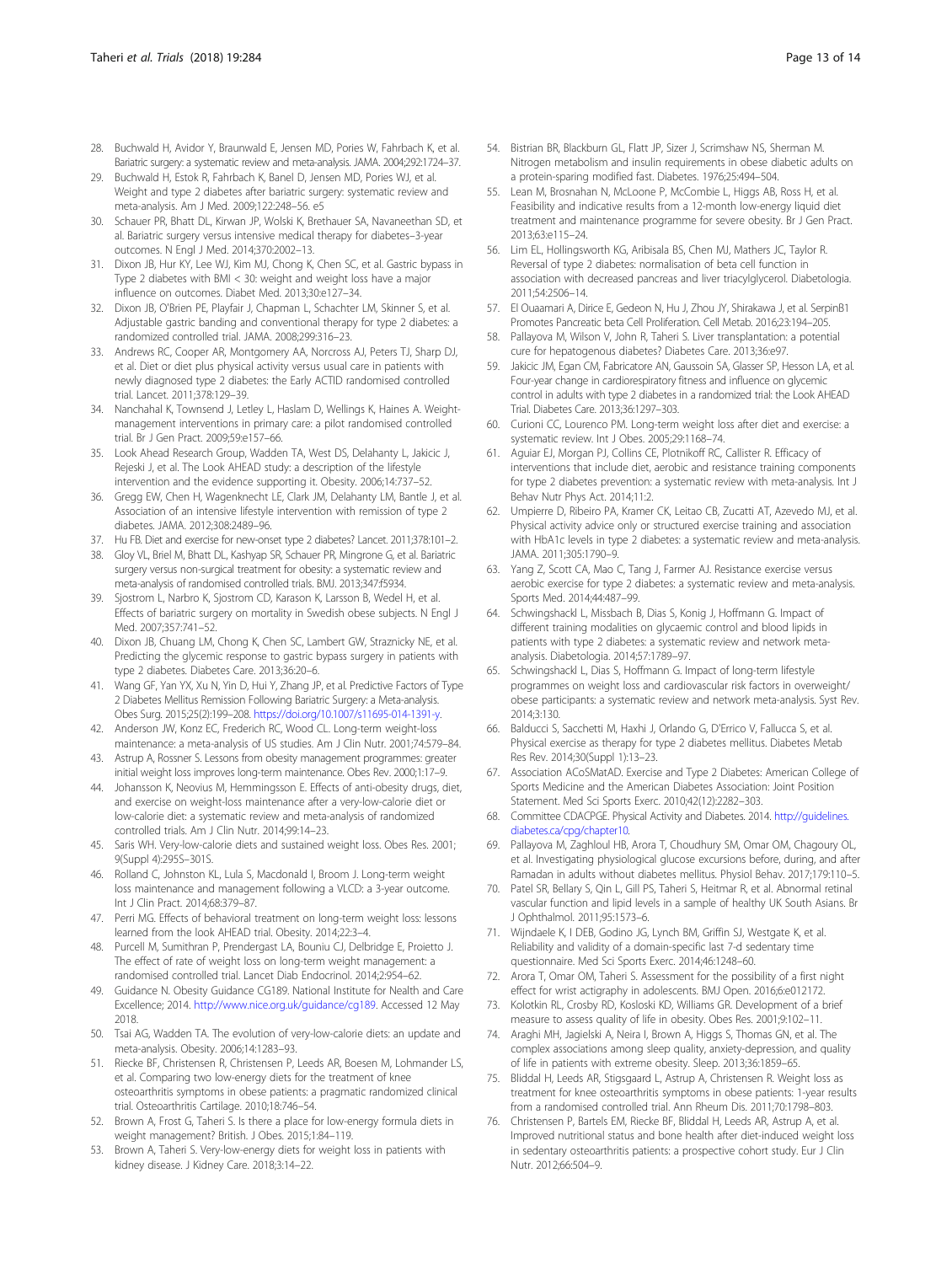28. Buchwald H, Avidor Y, Braunwald E, Jensen MD, Pories W, Fahrbach K, et al. Bariatric surgery: a systematic review and meta-analysis. JAMA. 2004;292:1724–37.
29. Buchwald H, Estok R, Fahrbach K, Banel D, Jensen MD, Pories WJ, et al. Weight and type 2 diabetes after bariatric surgery: systematic review and meta-analysis. Am J Med. 2009;122:248–56. e5
30. Schauer PR, Bhatt DL, Kirwan JP, Wolski K, Brethauer SA, Navaneethan SD, et al. Bariatric surgery versus intensive medical therapy for diabetes–3-year outcomes. N Engl J Med. 2014;370:2002–13.
31. Dixon JB, Hur KY, Lee WJ, Kim MJ, Chong K, Chen SC, et al. Gastric bypass in Type 2 diabetes with BMI < 30: weight and weight loss have a major influence on outcomes. Diabet Med. 2013;30:e127–34.
32. Dixon JB, O'Brien PE, Playfair J, Chapman L, Schachter LM, Skinner S, et al. Adjustable gastric banding and conventional therapy for type 2 diabetes: a randomized controlled trial. JAMA. 2008;299:316–23.
33. Andrews RC, Cooper AR, Montgomery AA, Norcross AJ, Peters TJ, Sharp DJ, et al. Diet or diet plus physical activity versus usual care in patients with newly diagnosed type 2 diabetes: the Early ACTID randomised controlled trial. Lancet. 2011;378:129–39.
34. Nanchahal K, Townsend J, Letley L, Haslam D, Wellings K, Haines A. Weight-management interventions in primary care: a pilot randomised controlled trial. Br J Gen Pract. 2009;59:e157–66.
35. Look Ahead Research Group, Wadden TA, West DS, Delahanty L, Jakicic J, Rejeski J, et al. The Look AHEAD study: a description of the lifestyle intervention and the evidence supporting it. Obesity. 2006;14:737–52.
36. Gregg EW, Chen H, Wagenknecht LE, Clark JM, Delahanty LM, Bantle J, et al. Association of an intensive lifestyle intervention with remission of type 2 diabetes. JAMA. 2012;308:2489–96.
37. Hu FB. Diet and exercise for new-onset type 2 diabetes? Lancet. 2011;378:101–2.
38. Gloy VL, Briel M, Bhatt DL, Kashyap SR, Schauer PR, Mingrone G, et al. Bariatric surgery versus non-surgical treatment for obesity: a systematic review and meta-analysis of randomised controlled trials. BMJ. 2013;347:f5934.
39. Sjostrom L, Narbro K, Sjostrom CD, Karason K, Larsson B, Wedel H, et al. Effects of bariatric surgery on mortality in Swedish obese subjects. N Engl J Med. 2007;357:741–52.
40. Dixon JB, Chuang LM, Chong K, Chen SC, Lambert GW, Straznicky NE, et al. Predicting the glycemic response to gastric bypass surgery in patients with type 2 diabetes. Diabetes Care. 2013;36:20–6.
41. Wang GF, Yan YX, Xu N, Yin D, Hui Y, Zhang JP, et al. Predictive Factors of Type 2 Diabetes Mellitus Remission Following Bariatric Surgery: a Meta-analysis. Obes Surg. 2015;25(2):199–208. https://doi.org/10.1007/s11695-014-1391-y.
42. Anderson JW, Konz EC, Frederich RC, Wood CL. Long-term weight-loss maintenance: a meta-analysis of US studies. Am J Clin Nutr. 2001;74:579–84.
43. Astrup A, Rossner S. Lessons from obesity management programmes: greater initial weight loss improves long-term maintenance. Obes Rev. 2000;1:17–9.
44. Johansson K, Neovius M, Hemmingsson E. Effects of anti-obesity drugs, diet, and exercise on weight-loss maintenance after a very-low-calorie diet or low-calorie diet: a systematic review and meta-analysis of randomized controlled trials. Am J Clin Nutr. 2014;99:14–23.
45. Saris WH. Very-low-calorie diets and sustained weight loss. Obes Res. 2001; 9(Suppl 4):295S–301S.
46. Rolland C, Johnston KL, Lula S, Macdonald I, Broom J. Long-term weight loss maintenance and management following a VLCD: a 3-year outcome. Int J Clin Pract. 2014;68:379–87.
47. Perri MG. Effects of behavioral treatment on long-term weight loss: lessons learned from the look AHEAD trial. Obesity. 2014;22:3–4.
48. Purcell K, Sumithran P, Prendergast LA, Bouniu CJ, Delbridge E, Proietto J. The effect of rate of weight loss on long-term weight management: a randomised controlled trial. Lancet Diab Endocrinol. 2014;2:954–62.
49. Guidance N. Obesity Guidance CG189. National Institute for Nealth and Care Excellence; 2014. http://www.nice.org.uk/guidance/cg189. Accessed 12 May 2018.
50. Tsai AG, Wadden TA. The evolution of very-low-calorie diets: an update and meta-analysis. Obesity. 2006;14:1283–93.
51. Riecke BF, Christensen R, Christensen P, Leeds AR, Boesen M, Lohmander LS, et al. Comparing two low-energy diets for the treatment of knee osteoarthritis symptoms in obese patients: a pragmatic randomized clinical trial. Osteoarthritis Cartilage. 2010;18:746–54.
52. Brown A, Frost G, Taheri S. Is there a place for low-energy formula diets in weight management? British. J Obes. 2015;1:84–119.
53. Brown A, Taheri S. Very-low-energy diets for weight loss in patients with kidney disease. J Kidney Care. 2018;3:14–22.
54. Bistrian BR, Blackburn GL, Flatt JP, Sizer J, Scrimshaw NS, Sherman M. Nitrogen metabolism and insulin requirements in obese diabetic adults on a protein-sparing modified fast. Diabetes. 1976;25:494–504.
55. Lean M, Brosnahan N, McLoone P, McCombie L, Higgs AB, Ross H, et al. Feasibility and indicative results from a 12-month low-energy liquid diet treatment and maintenance programme for severe obesity. Br J Gen Pract. 2013;63:e115–24.
56. Lim EL, Hollingsworth KG, Aribisala BS, Chen MJ, Mathers JC, Taylor R. Reversal of type 2 diabetes: normalisation of beta cell function in association with decreased pancreas and liver triacylglycerol. Diabetologia. 2011;54:2506–14.
57. El Ouaamari A, Dirice E, Gedeon N, Hu J, Zhou JY, Shirakawa J, et al. SerpinB1 Promotes Pancreatic beta Cell Proliferation. Cell Metab. 2016;23:194–205.
58. Pallayova M, Wilson V, John R, Taheri S. Liver transplantation: a potential cure for hepatogenous diabetes? Diabetes Care. 2013;36:e97.
59. Jakicic JM, Egan CM, Fabricatore AN, Gaussoin SA, Glasser SP, Hesson LA, et al. Four-year change in cardiorespiratory fitness and influence on glycemic control in adults with type 2 diabetes in a randomized trial: the Look AHEAD Trial. Diabetes Care. 2013;36:1297–303.
60. Curioni CC, Lourenco PM. Long-term weight loss after diet and exercise: a systematic review. Int J Obes. 2005;29:1168–74.
61. Aguiar EJ, Morgan PJ, Collins CE, Plotnikoff RC, Callister R. Efficacy of interventions that include diet, aerobic and resistance training components for type 2 diabetes prevention: a systematic review with meta-analysis. Int J Behav Nutr Phys Act. 2014;11:2.
62. Umpierre D, Ribeiro PA, Kramer CK, Leitao CB, Zucatti AT, Azevedo MJ, et al. Physical activity advice only or structured exercise training and association with HbA1c levels in type 2 diabetes: a systematic review and meta-analysis. JAMA. 2011;305:1790–9.
63. Yang Z, Scott CA, Mao C, Tang J, Farmer AJ. Resistance exercise versus aerobic exercise for type 2 diabetes: a systematic review and meta-analysis. Sports Med. 2014;44:487–99.
64. Schwingshackl L, Missbach B, Dias S, Konig J, Hoffmann G. Impact of different training modalities on glycaemic control and blood lipids in patients with type 2 diabetes: a systematic review and network meta-analysis. Diabetologia. 2014;57:1789–97.
65. Schwingshackl L, Dias S, Hoffmann G. Impact of long-term lifestyle programmes on weight loss and cardiovascular risk factors in overweight/ obese participants: a systematic review and network meta-analysis. Syst Rev. 2014;3:130.
66. Balducci S, Sacchetti M, Haxhi J, Orlando G, D'Errico V, Fallucca S, et al. Physical exercise as therapy for type 2 diabetes mellitus. Diabetes Metab Res Rev. 2014;30(Suppl 1):13–23.
67. Association ACoSMatAD. Exercise and Type 2 Diabetes: American College of Sports Medicine and the American Diabetes Association: Joint Position Statement. Med Sci Sports Exerc. 2010;42(12):2282–303.
68. Committee CDACPGE. Physical Activity and Diabetes. 2014. http://guidelines.diabetes.ca/cpg/chapter10.
69. Pallayova M, Zaghloul HB, Arora T, Choudhury SM, Omar OM, Chagoury OL, et al. Investigating physiological glucose excursions before, during, and after Ramadan in adults without diabetes mellitus. Physiol Behav. 2017;179:110–5.
70. Patel SR, Bellary S, Qin L, Gill PS, Taheri S, Heitmar R, et al. Abnormal retinal vascular function and lipid levels in a sample of healthy UK South Asians. Br J Ophthalmol. 2011;95:1573–6.
71. Wijndaele K, I DEB, Godino JG, Lynch BM, Griffin SJ, Westgate K, et al. Reliability and validity of a domain-specific last 7-d sedentary time questionnaire. Med Sci Sports Exerc. 2014;46:1248–60.
72. Arora T, Omar OM, Taheri S. Assessment for the possibility of a first night effect for wrist actigraphy in adolescents. BMJ Open. 2016;6:e012172.
73. Kolotkin RL, Crosby RD, Kosloski KD, Williams GR. Development of a brief measure to assess quality of life in obesity. Obes Res. 2001;9:102–11.
74. Araghi MH, Jagielski A, Neira I, Brown A, Higgs S, Thomas GN, et al. The complex associations among sleep quality, anxiety-depression, and quality of life in patients with extreme obesity. Sleep. 2013;36:1859–65.
75. Bliddal H, Leeds AR, Stigsgaard L, Astrup A, Christensen R. Weight loss as treatment for knee osteoarthritis symptoms in obese patients: 1-year results from a randomised controlled trial. Ann Rheum Dis. 2011;70:1798–803.
76. Christensen P, Bartels EM, Riecke BF, Bliddal H, Leeds AR, Astrup A, et al. Improved nutritional status and bone health after diet-induced weight loss in sedentary osteoarthritis patients: a prospective cohort study. Eur J Clin Nutr. 2012;66:504–9.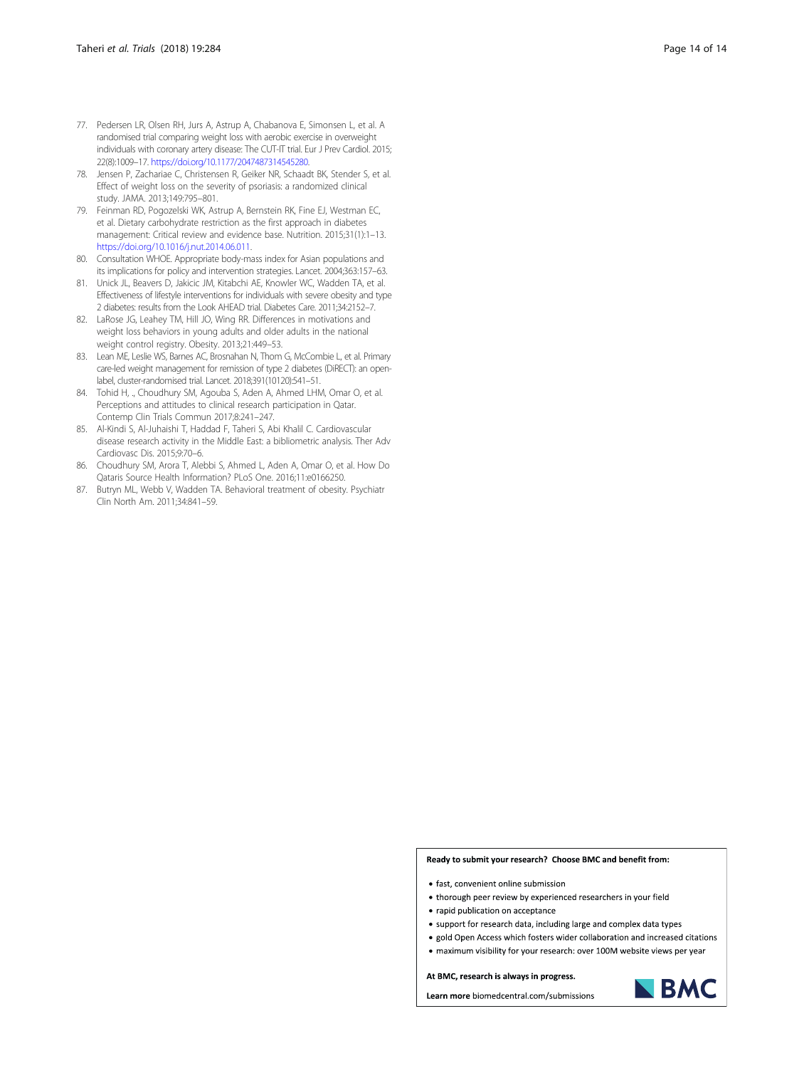77. Pedersen LR, Olsen RH, Jurs A, Astrup A, Chabanova E, Simonsen L, et al. A randomised trial comparing weight loss with aerobic exercise in overweight individuals with coronary artery disease: The CUT-IT trial. Eur J Prev Cardiol. 2015; 22(8):1009–17. https://doi.org/10.1177/2047487314545280.
78. Jensen P, Zachariae C, Christensen R, Geiker NR, Schaadt BK, Stender S, et al. Effect of weight loss on the severity of psoriasis: a randomized clinical study. JAMA. 2013;149:795–801.
79. Feinman RD, Pogozelski WK, Astrup A, Bernstein RK, Fine EJ, Westman EC, et al. Dietary carbohydrate restriction as the first approach in diabetes management: Critical review and evidence base. Nutrition. 2015;31(1):1–13. https://doi.org/10.1016/j.nut.2014.06.011.
80. Consultation WHOE. Appropriate body-mass index for Asian populations and its implications for policy and intervention strategies. Lancet. 2004;363:157–63.
81. Unick JL, Beavers D, Jakicic JM, Kitabchi AE, Knowler WC, Wadden TA, et al. Effectiveness of lifestyle interventions for individuals with severe obesity and type 2 diabetes: results from the Look AHEAD trial. Diabetes Care. 2011;34:2152–7.
82. LaRose JG, Leahey TM, Hill JO, Wing RR. Differences in motivations and weight loss behaviors in young adults and older adults in the national weight control registry. Obesity. 2013;21:449–53.
83. Lean ME, Leslie WS, Barnes AC, Brosnahan N, Thom G, McCombie L, et al. Primary care-led weight management for remission of type 2 diabetes (DiRECT): an open-label, cluster-randomised trial. Lancet. 2018;391(10120):541–51.
84. Tohid H, ., Choudhury SM, Agouba S, Aden A, Ahmed LHM, Omar O, et al. Perceptions and attitudes to clinical research participation in Qatar. Contemp Clin Trials Commun 2017;8:241–247.
85. Al-Kindi S, Al-Juhaishi T, Haddad F, Taheri S, Abi Khalil C. Cardiovascular disease research activity in the Middle East: a bibliometric analysis. Ther Adv Cardiovasc Dis. 2015;9:70–6.
86. Choudhury SM, Arora T, Alebbi S, Ahmed L, Aden A, Omar O, et al. How Do Qataris Source Health Information? PLoS One. 2016;11:e0166250.
87. Butryn ML, Webb V, Wadden TA. Behavioral treatment of obesity. Psychiatr Clin North Am. 2011;34:841–59.